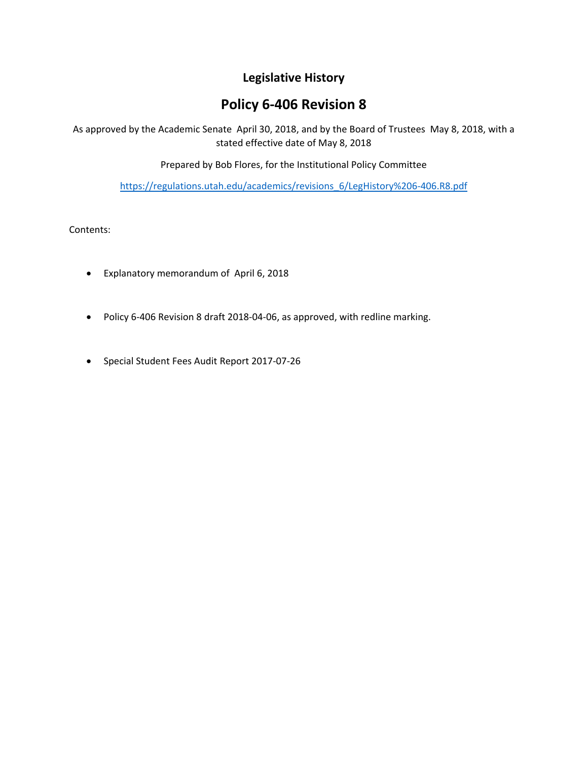# Legislative History

## Policy 6-406 Revision 8

As approved by the Academic Senate April 30, 2018, and by the Board of Trustees May 8, 2018, with a stated effective date of May 8, 2018

Prepared by Bob Flores, for the Institutional Policy Committee

https://regulations.utah.edu/academics/revisions_6/LegHistory%206-406.R8.pdf

Contents:

- Explanatory memorandum of April 6, 2018
- Policy 6-406 Revision 8 draft 2018-04-06, as approved, with redline marking.
- Special Student Fees Audit Report 2017-07-26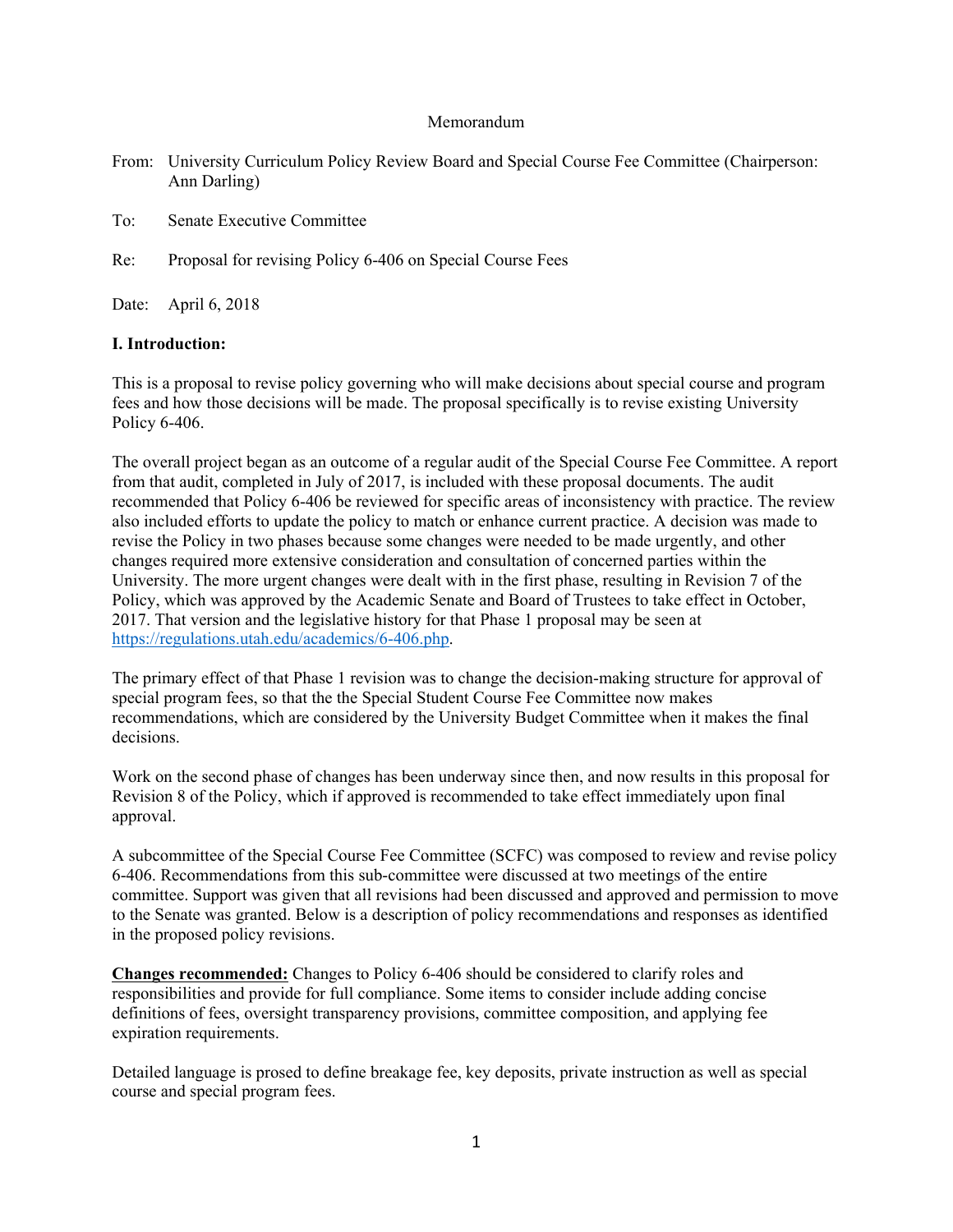Memorandum

From: University Curriculum Policy Review Board and Special Course Fee Committee (Chairperson: Ann Darling)

To: Senate Executive Committee

Re: Proposal for revising Policy 6-406 on Special Course Fees

Date: April 6, 2018

**I. Introduction:**

This is a proposal to revise policy governing who will make decisions about special course and program fees and how those decisions will be made. The proposal specifically is to revise existing University Policy 6-406.

The overall project began as an outcome of a regular audit of the Special Course Fee Committee. A report from that audit, completed in July of 2017, is included with these proposal documents. The audit recommended that Policy 6-406 be reviewed for specific areas of inconsistency with practice. The review also included efforts to update the policy to match or enhance current practice. A decision was made to revise the Policy in two phases because some changes were needed to be made urgently, and other changes required more extensive consideration and consultation of concerned parties within the University. The more urgent changes were dealt with in the first phase, resulting in Revision 7 of the Policy, which was approved by the Academic Senate and Board of Trustees to take effect in October, 2017. That version and the legislative history for that Phase 1 proposal may be seen at https://regulations.utah.edu/academics/6-406.php.

The primary effect of that Phase 1 revision was to change the decision-making structure for approval of special program fees, so that the the Special Student Course Fee Committee now makes recommendations, which are considered by the University Budget Committee when it makes the final decisions.

Work on the second phase of changes has been underway since then, and now results in this proposal for Revision 8 of the Policy, which if approved is recommended to take effect immediately upon final approval.

A subcommittee of the Special Course Fee Committee (SCFC) was composed to review and revise policy 6-406. Recommendations from this sub-committee were discussed at two meetings of the entire committee. Support was given that all revisions had been discussed and approved and permission to move to the Senate was granted. Below is a description of policy recommendations and responses as identified in the proposed policy revisions.

**Changes recommended:** Changes to Policy 6-406 should be considered to clarify roles and responsibilities and provide for full compliance. Some items to consider include adding concise definitions of fees, oversight transparency provisions, committee composition, and applying fee expiration requirements.

Detailed language is prosed to define breakage fee, key deposits, private instruction as well as special course and special program fees.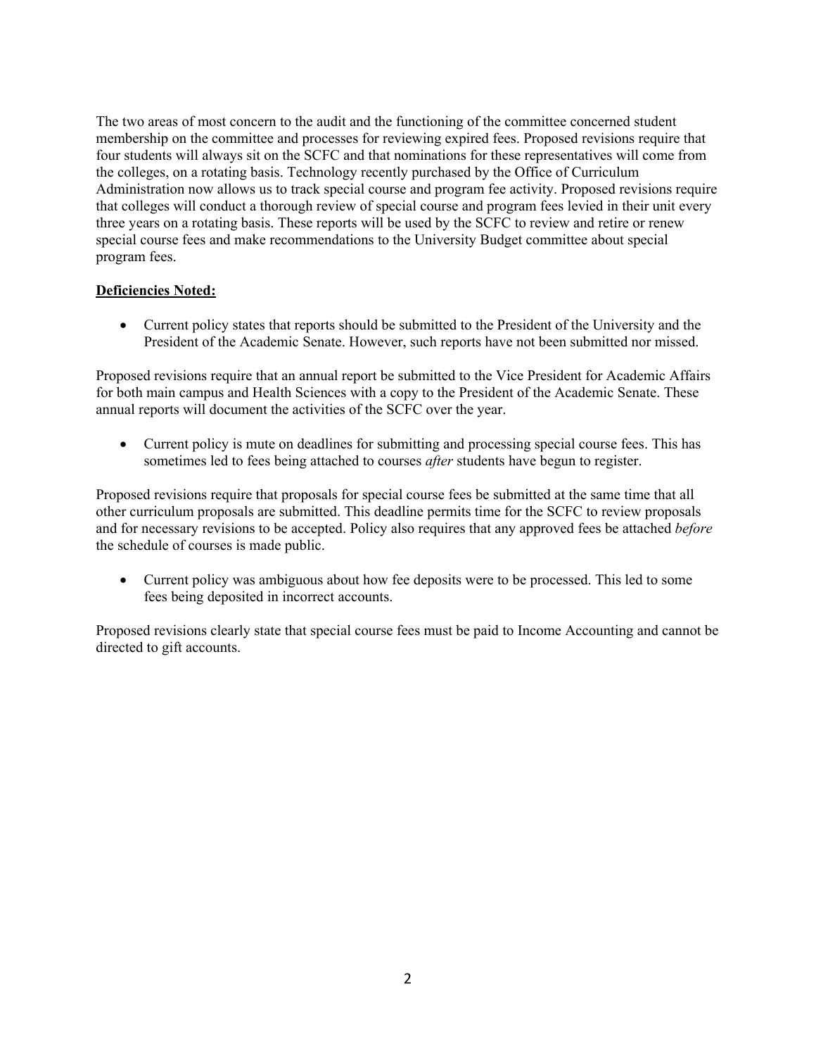The two areas of most concern to the audit and the functioning of the committee concerned student membership on the committee and processes for reviewing expired fees. Proposed revisions require that four students will always sit on the SCFC and that nominations for these representatives will come from the colleges, on a rotating basis. Technology recently purchased by the Office of Curriculum Administration now allows us to track special course and program fee activity. Proposed revisions require that colleges will conduct a thorough review of special course and program fees levied in their unit every three years on a rotating basis. These reports will be used by the SCFC to review and retire or renew special course fees and make recommendations to the University Budget committee about special program fees.

**Deficiencies Noted:**

- Current policy states that reports should be submitted to the President of the University and the President of the Academic Senate. However, such reports have not been submitted nor missed.

Proposed revisions require that an annual report be submitted to the Vice President for Academic Affairs for both main campus and Health Sciences with a copy to the President of the Academic Senate. These annual reports will document the activities of the SCFC over the year.

- Current policy is mute on deadlines for submitting and processing special course fees. This has sometimes led to fees being attached to courses *after* students have begun to register.

Proposed revisions require that proposals for special course fees be submitted at the same time that all other curriculum proposals are submitted. This deadline permits time for the SCFC to review proposals and for necessary revisions to be accepted. Policy also requires that any approved fees be attached *before* the schedule of courses is made public.

- Current policy was ambiguous about how fee deposits were to be processed. This led to some fees being deposited in incorrect accounts.

Proposed revisions clearly state that special course fees must be paid to Income Accounting and cannot be directed to gift accounts.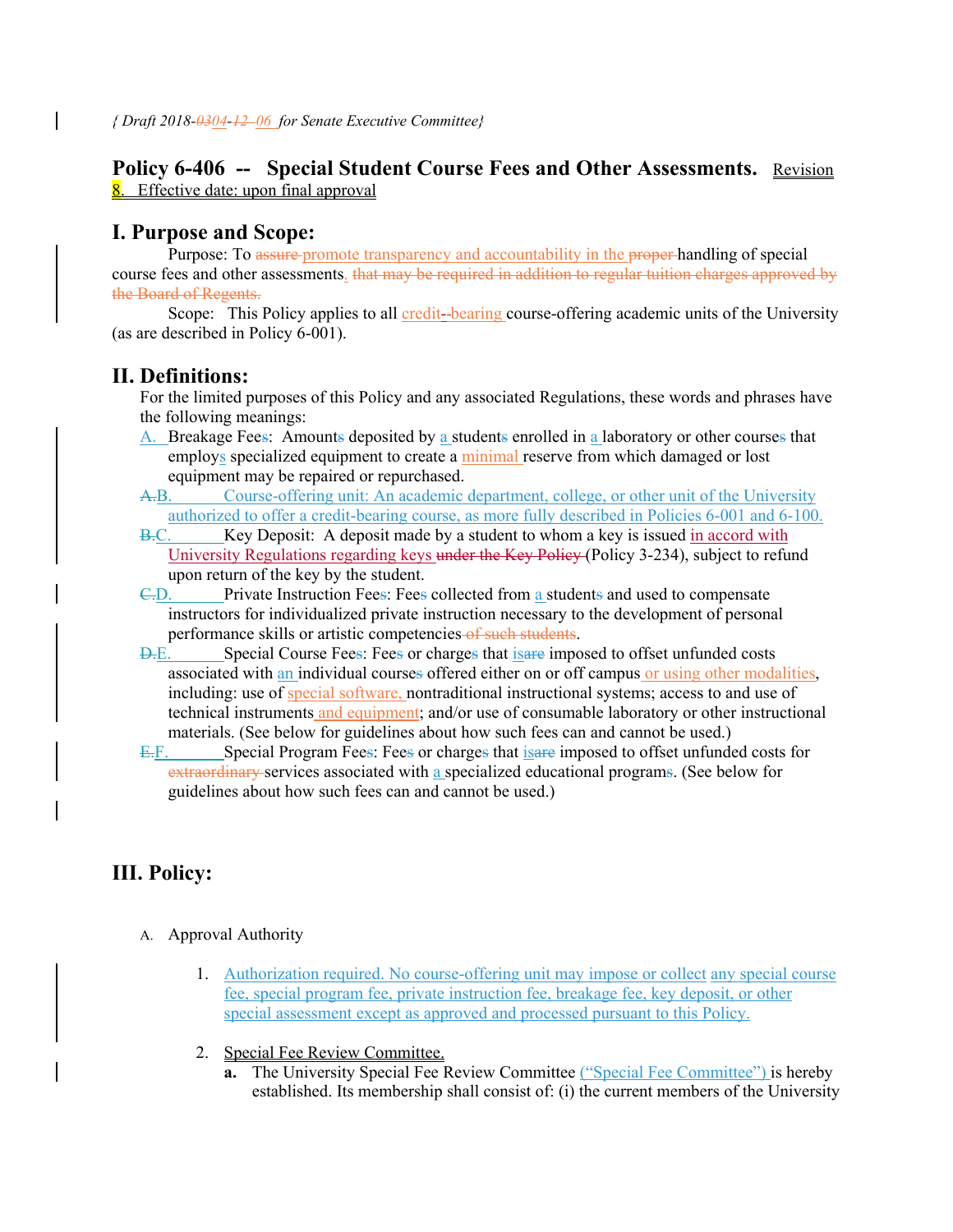{ Draft 2018-~~03~~04-~~12~~ 06 for Senate Executive Committee}

# Policy 6-406 -- Special Student Course Fees and Other Assessments. Revision 8. Effective date: upon final approval

## I. Purpose and Scope:

Purpose: To ~~assure~~ promote transparency and accountability in the ~~proper~~ handling of special course fees and other assessments. ~~that may be required in addition to regular tuition charges approved by the Board of Regents.~~

Scope: This Policy applies to all credit-~~-~~bearing course-offering academic units of the University (as are described in Policy 6-001).

## II. Definitions:

For the limited purposes of this Policy and any associated Regulations, these words and phrases have the following meanings:

A. Breakage Fee~~s~~: Amount~~s~~ deposited by a student~~s~~ enrolled in a laboratory or other course~~s~~ that employs specialized equipment to create a minimal reserve from which damaged or lost equipment may be repaired or repurchased.

~~A.~~B. Course-offering unit: An academic department, college, or other unit of the University authorized to offer a credit-bearing course, as more fully described in Policies 6-001 and 6-100.

~~B.~~C. Key Deposit: A deposit made by a student to whom a key is issued in accord with University Regulations regarding keys ~~under the Key Policy~~ (Policy 3-234), subject to refund upon return of the key by the student.

~~C.~~D. Private Instruction Fee~~s~~: Fee~~s~~ collected from a student~~s~~ and used to compensate instructors for individualized private instruction necessary to the development of personal performance skills or artistic competencies ~~of such students~~.

~~D.~~E. Special Course Fee~~s~~: Fee~~s~~ or charge~~s~~ that is~~are~~ imposed to offset unfunded costs associated with an individual course~~s~~ offered either on or off campus or using other modalities, including: use of special software, nontraditional instructional systems; access to and use of technical instruments and equipment; and/or use of consumable laboratory or other instructional materials. (See below for guidelines about how such fees can and cannot be used.)

~~E.~~F. Special Program Fee~~s~~: Fee~~s~~ or charge~~s~~ that is~~are~~ imposed to offset unfunded costs for ~~extraordinary~~ services associated with a specialized educational program~~s~~. (See below for guidelines about how such fees can and cannot be used.)

## III. Policy:

A. Approval Authority

1. Authorization required. No course-offering unit may impose or collect any special course fee, special program fee, private instruction fee, breakage fee, key deposit, or other special assessment except as approved and processed pursuant to this Policy.

2. Special Fee Review Committee.

   a. The University Special Fee Review Committee ("Special Fee Committee") is hereby established. Its membership shall consist of: (i) the current members of the University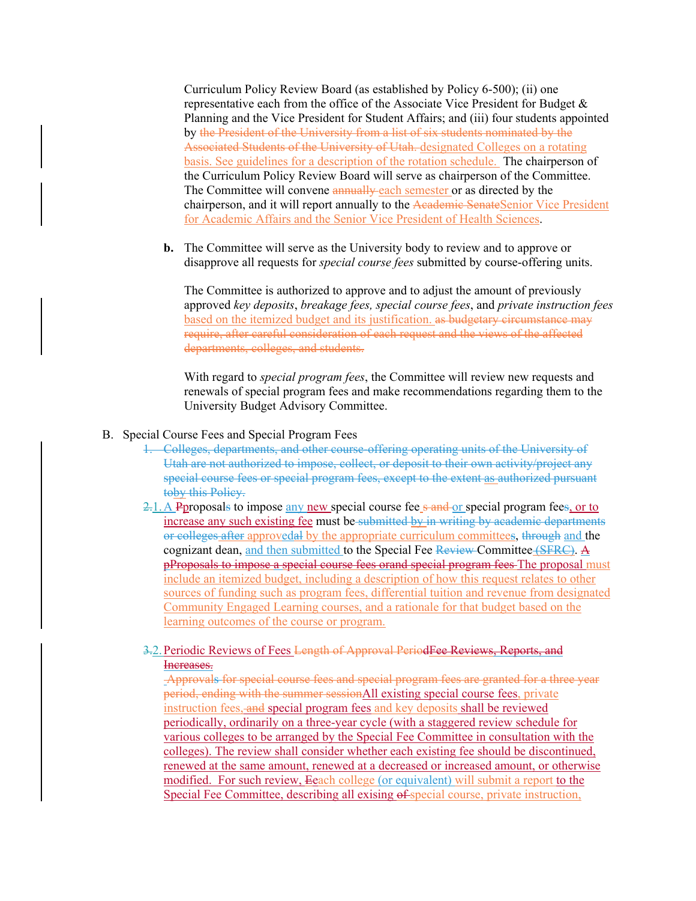Curriculum Policy Review Board (as established by Policy 6-500); (ii) one representative each from the office of the Associate Vice President for Budget & Planning and the Vice President for Student Affairs; and (iii) four students appointed by ~~the President of the University from a list of six students nominated by the Associated Students of the University of Utah.~~ designated Colleges on a rotating basis. See guidelines for a description of the rotation schedule. The chairperson of the Curriculum Policy Review Board will serve as chairperson of the Committee. The Committee will convene ~~annually~~ each semester or as directed by the chairperson, and it will report annually to the ~~Academic Senate~~Senior Vice President for Academic Affairs and the Senior Vice President of Health Sciences.

**b.** The Committee will serve as the University body to review and to approve or disapprove all requests for *special course fees* submitted by course-offering units.

The Committee is authorized to approve and to adjust the amount of previously approved *key deposits*, *breakage fees, special course fees*, and *private instruction fees* based on the itemized budget and its justification. ~~as budgetary circumstance may require, after careful consideration of each request and the views of the affected departments, colleges, and students.~~

With regard to *special program fees*, the Committee will review new requests and renewals of special program fees and make recommendations regarding them to the University Budget Advisory Committee.

B. Special Course Fees and Special Program Fees

~~1. Colleges, departments, and other course-offering operating units of the University of Utah are not authorized to impose, collect, or deposit to their own activity/project any special course fees or special program fees, except to the extent as authorized pursuant toby this Policy.~~

~~2.~~1. A ~~P~~proposal~~s~~ to impose any new special course fee~~s and~~ or special program fee~~s~~, or to increase any such existing fee must be ~~submitted by in writing by academic departments or colleges after~~ approv~~edal~~ by the appropriate curriculum committee~~s~~, ~~through~~ and the cognizant dean, and then submitted to the Special Fee ~~Review~~ Committee ~~(SFRC)~~. ~~A pProposals to impose a special course fees orand special program fees~~ The proposal must include an itemized budget, including a description of how this request relates to other sources of funding such as program fees, differential tuition and revenue from designated Community Engaged Learning courses, and a rationale for that budget based on the learning outcomes of the course or program.

~~3.~~2. Periodic Reviews of Fees ~~Length of Approval Period~~~~Fee Reviews, Reports, and Increases.~~
~~Approvals for special course fees and special program fees are granted for a three year period, ending with the summer session~~All existing special course fees, private instruction fees, ~~and~~ special program fees and key deposits shall be reviewed periodically, ordinarily on a three-year cycle (with a staggered review schedule for various colleges to be arranged by the Special Fee Committee in consultation with the colleges). The review shall consider whether each existing fee should be discontinued, renewed at the same amount, renewed at a decreased or increased amount, or otherwise modified. For such review, ~~E~~each college (or equivalent) will submit a report to the Special Fee Committee, describing all exising ~~of~~ special course, private instruction,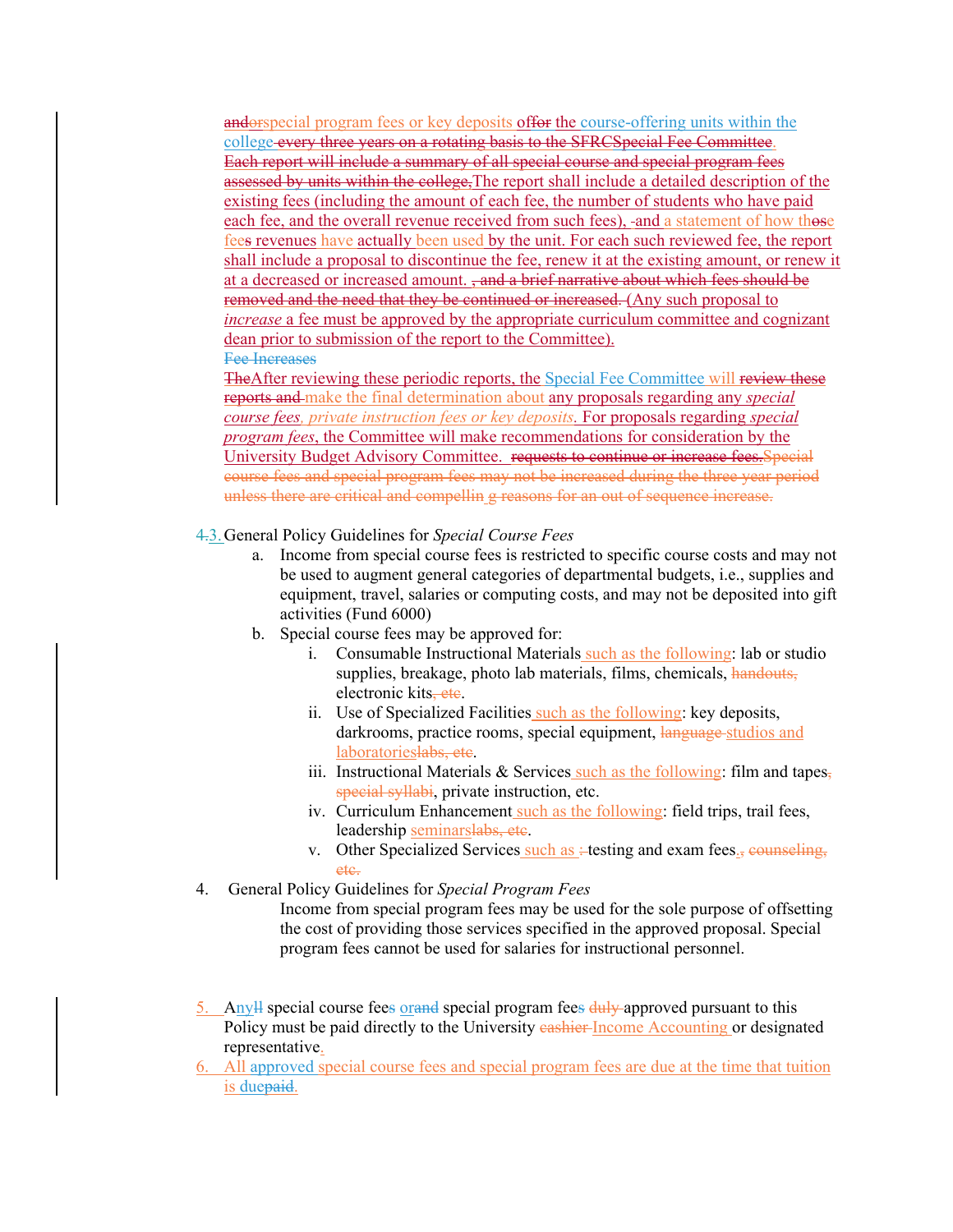~~and~~~~or~~special program fees or key deposits of~~for~~ the course-offering units within the college~~ every three years on a rotating basis to the SFRCSpecial Fee Committee~~. ~~Each report will include a summary of all special course and special program fees assessed by units within the college,~~The report shall include a detailed description of the existing fees (including the amount of each fee, the number of students who have paid each fee, and the overall revenue received from such fees), -and a statement of how th~~os~~e fee~~s~~ revenues have actually been used by the unit. For each such reviewed fee, the report shall include a proposal to discontinue the fee, renew it at the existing amount, or renew it at a decreased or increased amount. ~~, and a brief narrative about which fees should be removed and the need that they be continued or increased.~~ (Any such proposal to *increase* a fee must be approved by the appropriate curriculum committee and cognizant dean prior to submission of the report to the Committee).

~~Fee Increases~~

~~The~~After reviewing these periodic reports, the Special Fee Committee will ~~review these reports and~~ make the final determination about any proposals regarding any *special course fees, private instruction fees or key deposits.* For proposals regarding *special program fees*, the Committee will make recommendations for consideration by the University Budget Advisory Committee. ~~requests to continue or increase fees.Special course fees and special program fees may not be increased during the three year period unless there are critical and compellin g reasons for an out of sequence increase.~~

~~4.~~3. General Policy Guidelines for *Special Course Fees*

a. Income from special course fees is restricted to specific course costs and may not be used to augment general categories of departmental budgets, i.e., supplies and equipment, travel, salaries or computing costs, and may not be deposited into gift activities (Fund 6000)

b. Special course fees may be approved for:

i. Consumable Instructional Materials such as the following: lab or studio supplies, breakage, photo lab materials, films, chemicals, ~~handouts,~~ electronic kits~~, etc~~.

ii. Use of Specialized Facilities such as the following: key deposits, darkrooms, practice rooms, special equipment, ~~language~~ studios and laboratories~~labs, etc~~.

iii. Instructional Materials & Services such as the following: film and tapes~~, special syllabi~~, private instruction, etc.

iv. Curriculum Enhancement such as the following: field trips, trail fees, leadership seminars~~labs, etc~~.

v. Other Specialized Services such as ~~:~~ testing and exam fees.~~, counseling, etc.~~

4. General Policy Guidelines for *Special Program Fees*

Income from special program fees may be used for the sole purpose of offsetting the cost of providing those services specified in the approved proposal. Special program fees cannot be used for salaries for instructional personnel.

5. Any~~ll~~ special course fee~~s~~ or~~and~~ special program fee~~s~~ ~~duly~~ approved pursuant to this Policy must be paid directly to the University ~~cashier~~ Income Accounting or designated representative.

6. All approved special course fees and special program fees are due at the time that tuition is due~~paid~~.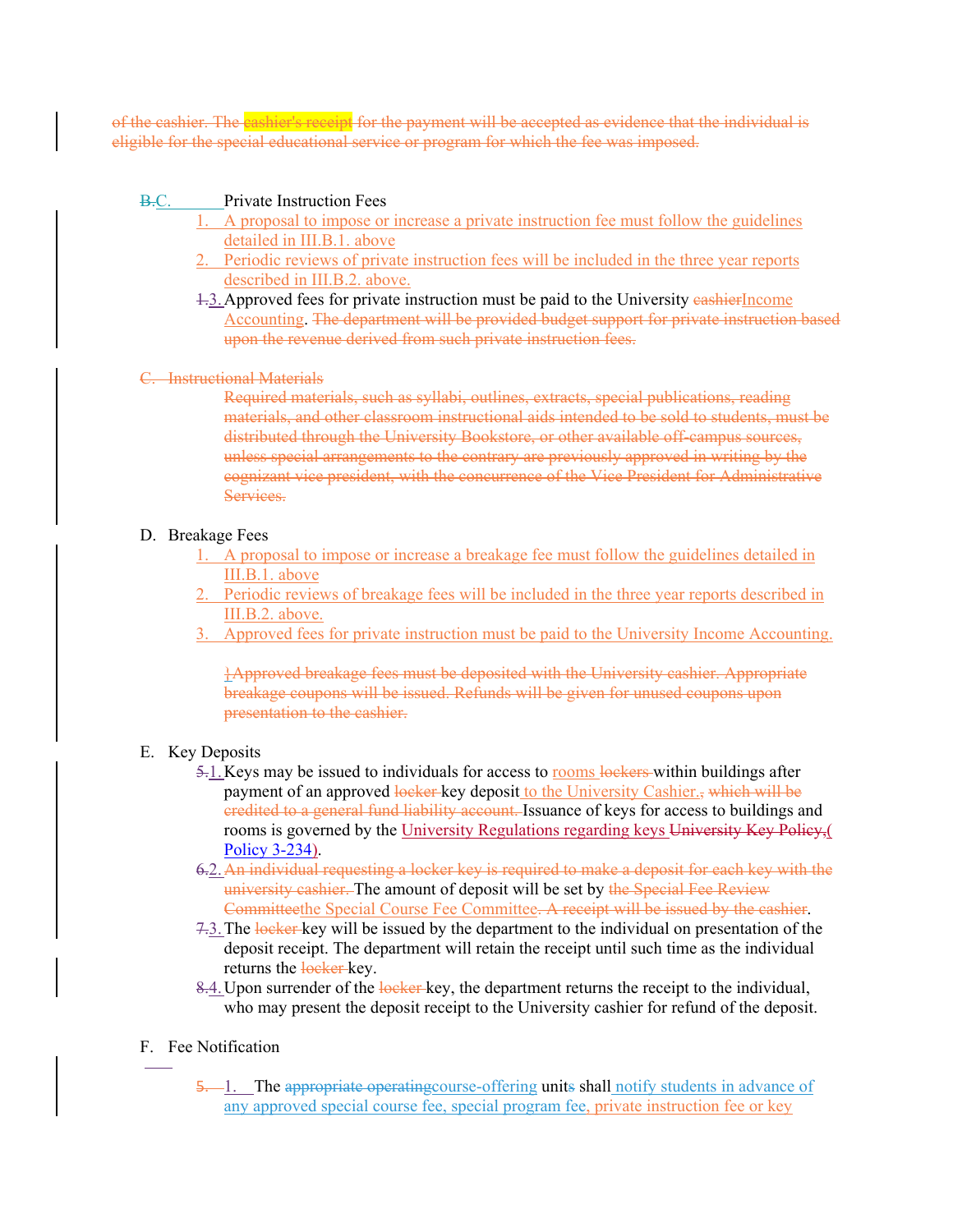~~of the cashier. The cashier's receipt for the payment will be accepted as evidence that the individual is eligible for the special educational service or program for which the fee was imposed.~~

~~B.~~C. Private Instruction Fees

1. A proposal to impose or increase a private instruction fee must follow the guidelines detailed in III.B.1. above
2. Periodic reviews of private instruction fees will be included in the three year reports described in III.B.2. above.
3. ~~1.~~ Approved fees for private instruction must be paid to the University ~~cashier~~Income Accounting. ~~The department will be provided budget support for private instruction based upon the revenue derived from such private instruction fees.~~

~~C. Instructional Materials~~

~~Required materials, such as syllabi, outlines, extracts, special publications, reading materials, and other classroom instructional aids intended to be sold to students, must be distributed through the University Bookstore, or other available off-campus sources, unless special arrangements to the contrary are previously approved in writing by the cognizant vice president, with the concurrence of the Vice President for Administrative Services.~~

D. Breakage Fees

1. A proposal to impose or increase a breakage fee must follow the guidelines detailed in III.B.1. above
2. Periodic reviews of breakage fees will be included in the three year reports described in III.B.2. above.
3. Approved fees for private instruction must be paid to the University Income Accounting.

~~1.Approved breakage fees must be deposited with the University cashier. Appropriate breakage coupons will be issued. Refunds will be given for unused coupons upon presentation to the cashier.~~

E. Key Deposits

1. ~~5.~~ Keys may be issued to individuals for access to rooms ~~lockers~~ within buildings after payment of an approved ~~locker~~ key deposit to the University Cashier.~~,~~ ~~which will be credited to a general fund liability account.~~ Issuance of keys for access to buildings and rooms is governed by the University Regulations regarding keys ~~University Key Policy,~~( Policy 3-234).
2. ~~6.~~ ~~An individual requesting a locker key is required to make a deposit for each key with the university cashier.~~ The amount of deposit will be set by ~~the Special Fee Review Committee~~the Special Course Fee Committee. ~~A receipt will be issued by the cashier~~.
3. ~~7.~~ The ~~locker~~ key will be issued by the department to the individual on presentation of the deposit receipt. The department will retain the receipt until such time as the individual returns the ~~locker~~ key.
4. ~~8.~~ Upon surrender of the ~~locker~~ key, the department returns the receipt to the individual, who may present the deposit receipt to the University cashier for refund of the deposit.

F. Fee Notification

1. ~~5.~~ The ~~appropriate operating~~course-offering unit~~s~~ shall notify students in advance of any approved special course fee, special program fee, private instruction fee or key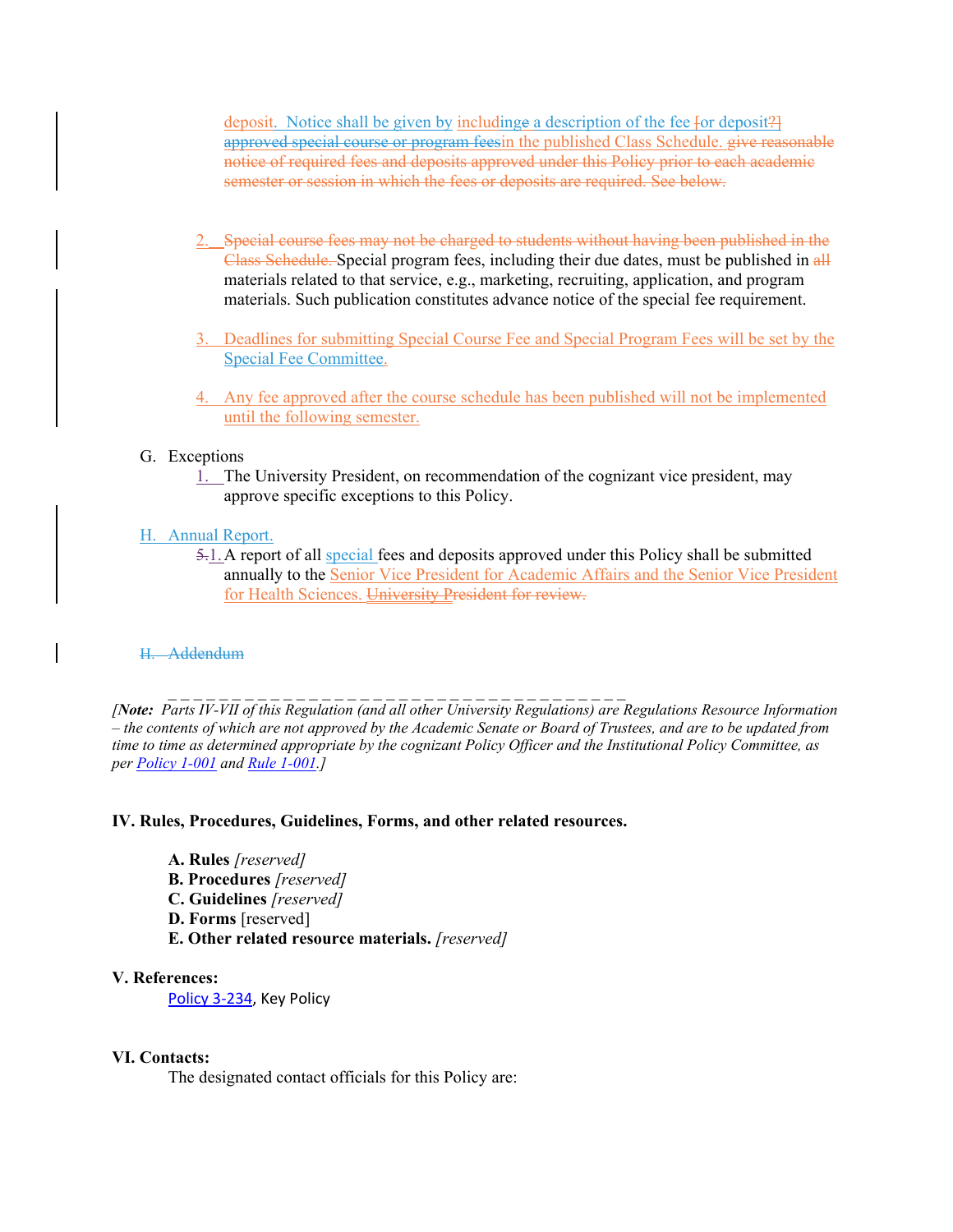deposit. Notice shall be given by includinge a description of the fee [or deposit?] approved special course or program feesin the published Class Schedule. give reasonable notice of required fees and deposits approved under this Policy prior to each academic semester or session in which the fees or deposits are required. See below.

2. Special course fees may not be charged to students without having been published in the Class Schedule. Special program fees, including their due dates, must be published in all materials related to that service, e.g., marketing, recruiting, application, and program materials. Such publication constitutes advance notice of the special fee requirement.

3. Deadlines for submitting Special Course Fee and Special Program Fees will be set by the Special Fee Committee.

4. Any fee approved after the course schedule has been published will not be implemented until the following semester.

G. Exceptions

1. The University President, on recommendation of the cognizant vice president, may approve specific exceptions to this Policy.

H. Annual Report.

5.1. A report of all special fees and deposits approved under this Policy shall be submitted annually to the Senior Vice President for Academic Affairs and the Senior Vice President for Health Sciences. University President for review.

H. Addendum

_ _ _ _ _ _ _ _ _ _ _ _ _ _ _ _ _ _ _ _ _ _ _ _ _ _ _ _ _ _ _ _ _ _ _ _ _ _

*[**Note:** Parts IV-VII of this Regulation (and all other University Regulations) are Regulations Resource Information – the contents of which are not approved by the Academic Senate or Board of Trustees, and are to be updated from time to time as determined appropriate by the cognizant Policy Officer and the Institutional Policy Committee, as per Policy 1-001 and Rule 1-001.]*

## IV. Rules, Procedures, Guidelines, Forms, and other related resources.

**A. Rules** *[reserved]*
**B. Procedures** *[reserved]*
**C. Guidelines** *[reserved]*
**D. Forms** [reserved]
**E. Other related resource materials.** *[reserved]*

## V. References:

Policy 3-234, Key Policy

## VI. Contacts:

The designated contact officials for this Policy are: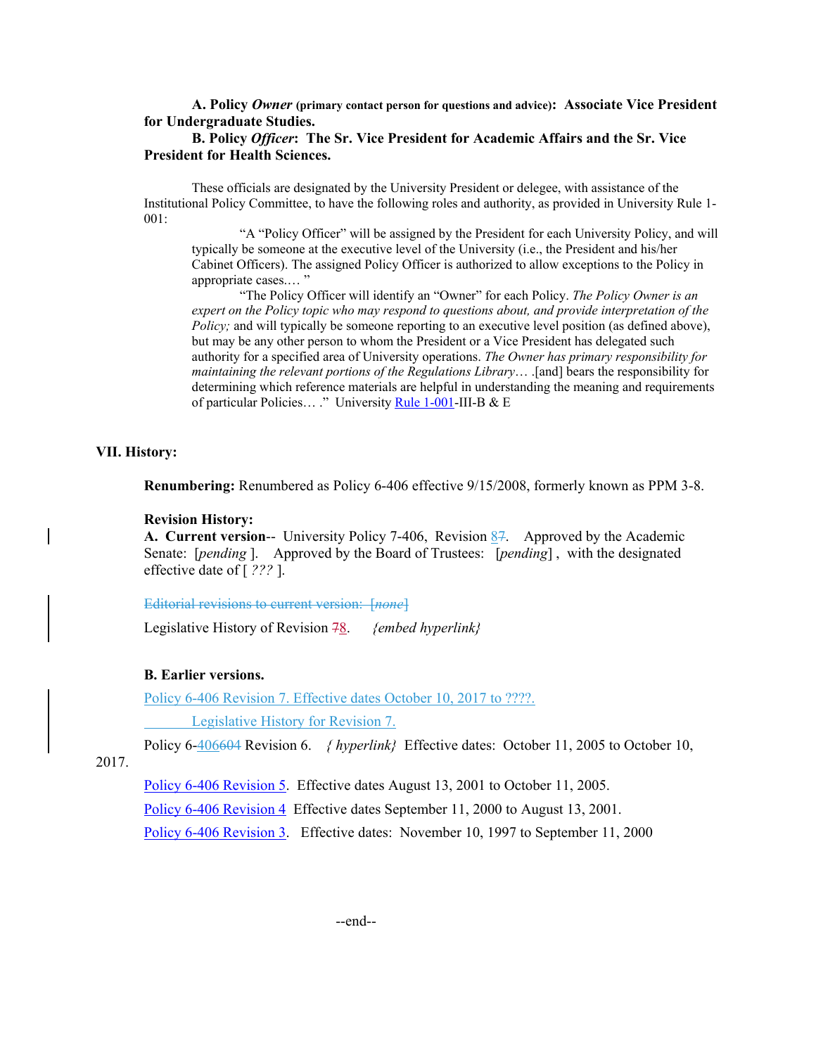**A. Policy *Owner* (primary contact person for questions and advice): Associate Vice President for Undergraduate Studies.**

**B. Policy *Officer*: The Sr. Vice President for Academic Affairs and the Sr. Vice President for Health Sciences.**

These officials are designated by the University President or delegee, with assistance of the Institutional Policy Committee, to have the following roles and authority, as provided in University Rule 1-001:

> "A "Policy Officer" will be assigned by the President for each University Policy, and will typically be someone at the executive level of the University (i.e., the President and his/her Cabinet Officers). The assigned Policy Officer is authorized to allow exceptions to the Policy in appropriate cases.… "
>
> "The Policy Officer will identify an "Owner" for each Policy. *The Policy Owner is an expert on the Policy topic who may respond to questions about, and provide interpretation of the Policy;* and will typically be someone reporting to an executive level position (as defined above), but may be any other person to whom the President or a Vice President has delegated such authority for a specified area of University operations. *The Owner has primary responsibility for maintaining the relevant portions of the Regulations Library*… .[and] bears the responsibility for determining which reference materials are helpful in understanding the meaning and requirements of particular Policies… ." University Rule 1-001-III-B & E

## VII. History:

**Renumbering:** Renumbered as Policy 6-406 effective 9/15/2008, formerly known as PPM 3-8.

**Revision History:**

**A. Current version**-- University Policy 7-406, Revision ~~7~~8. Approved by the Academic Senate: [*pending* ]. Approved by the Board of Trustees: [*pending*] , with the designated effective date of [ *???* ].

~~Editorial revisions to current version: [*none*]~~

Legislative History of Revision ~~7~~8. *{embed hyperlink}*

**B. Earlier versions.**

Policy 6-406 Revision 7. Effective dates October 10, 2017 to ????.

Legislative History for Revision 7.

Policy 6-406~~604~~ Revision 6. *{ hyperlink}* Effective dates: October 11, 2005 to October 10, 2017.

Policy 6-406 Revision 5. Effective dates August 13, 2001 to October 11, 2005.

Policy 6-406 Revision 4 Effective dates September 11, 2000 to August 13, 2001.

Policy 6-406 Revision 3. Effective dates: November 10, 1997 to September 11, 2000

--end--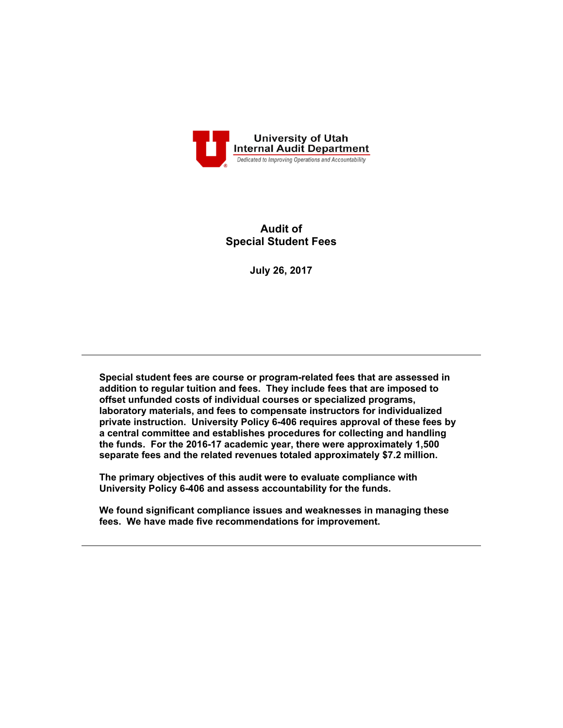University of Utah
Internal Audit Department
*Dedicated to Improving Operations and Accountability*

# Audit of Special Student Fees

**July 26, 2017**

---

**Special student fees are course or program-related fees that are assessed in addition to regular tuition and fees. They include fees that are imposed to offset unfunded costs of individual courses or specialized programs, laboratory materials, and fees to compensate instructors for individualized private instruction. University Policy 6-406 requires approval of these fees by a central committee and establishes procedures for collecting and handling the funds. For the 2016-17 academic year, there were approximately 1,500 separate fees and the related revenues totaled approximately $7.2 million.**

**The primary objectives of this audit were to evaluate compliance with University Policy 6-406 and assess accountability for the funds.**

**We found significant compliance issues and weaknesses in managing these fees. We have made five recommendations for improvement.**

---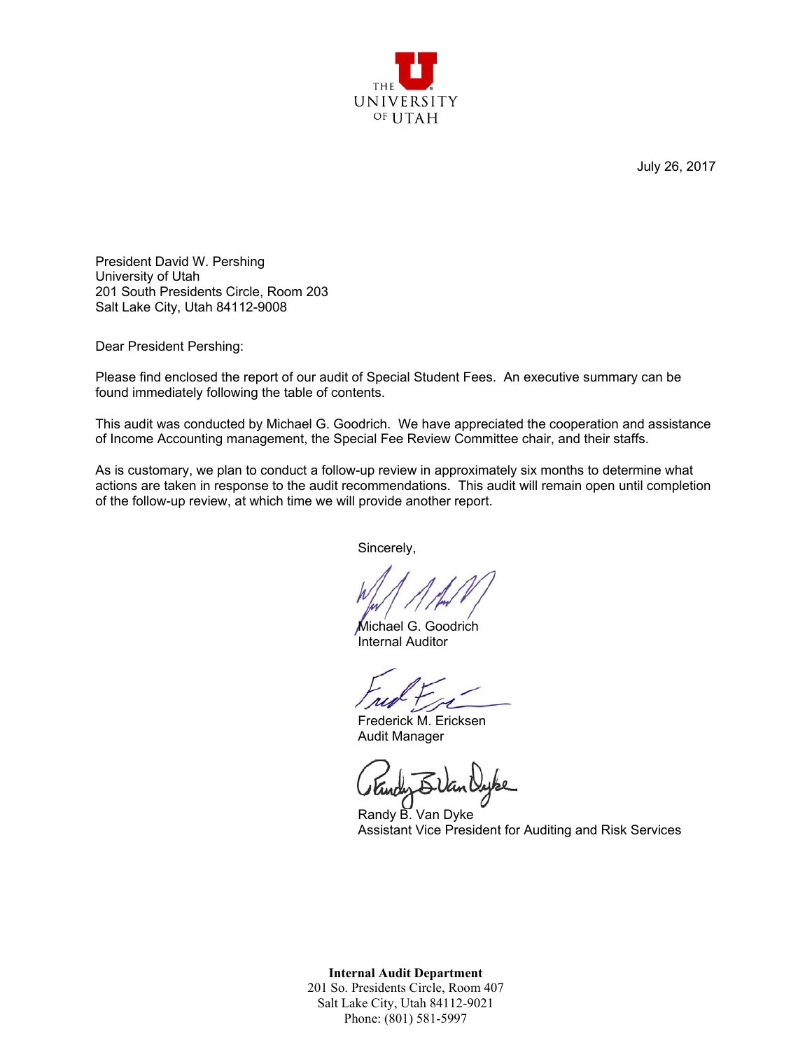THE UNIVERSITY OF UTAH

July 26, 2017

President David W. Pershing
University of Utah
201 South Presidents Circle, Room 203
Salt Lake City, Utah 84112-9008

Dear President Pershing:

Please find enclosed the report of our audit of Special Student Fees. An executive summary can be found immediately following the table of contents.

This audit was conducted by Michael G. Goodrich. We have appreciated the cooperation and assistance of Income Accounting management, the Special Fee Review Committee chair, and their staffs.

As is customary, we plan to conduct a follow-up review in approximately six months to determine what actions are taken in response to the audit recommendations. This audit will remain open until completion of the follow-up review, at which time we will provide another report.

Sincerely,

Michael G. Goodrich
Internal Auditor

Frederick M. Ericksen
Audit Manager

Randy B. Van Dyke
Assistant Vice President for Auditing and Risk Services

**Internal Audit Department**
201 So. Presidents Circle, Room 407
Salt Lake City, Utah 84112-9021
Phone: (801) 581-5997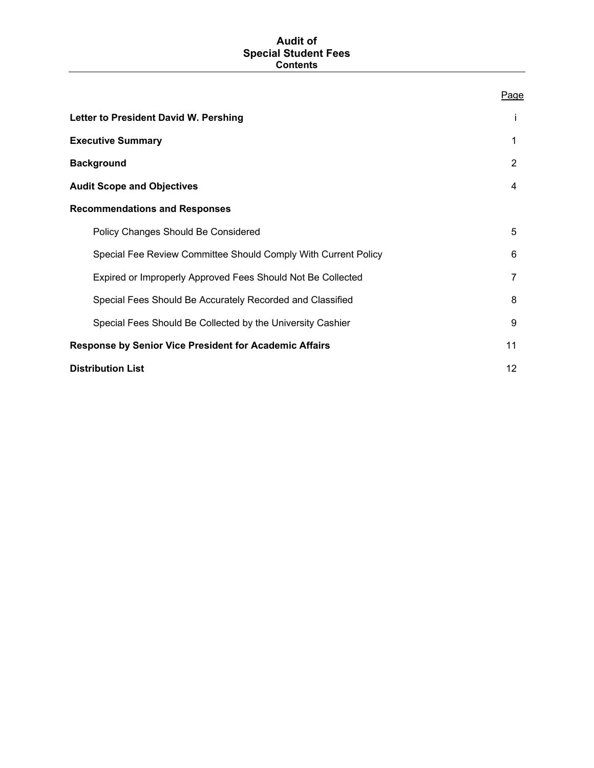# Audit of Special Student Fees

## Contents

| | Page |
|---|---|
| **Letter to President David W. Pershing** | i |
| **Executive Summary** | 1 |
| **Background** | 2 |
| **Audit Scope and Objectives** | 4 |
| **Recommendations and Responses** | |
| Policy Changes Should Be Considered | 5 |
| Special Fee Review Committee Should Comply With Current Policy | 6 |
| Expired or Improperly Approved Fees Should Not Be Collected | 7 |
| Special Fees Should Be Accurately Recorded and Classified | 8 |
| Special Fees Should Be Collected by the University Cashier | 9 |
| **Response by Senior Vice President for Academic Affairs** | 11 |
| **Distribution List** | 12 |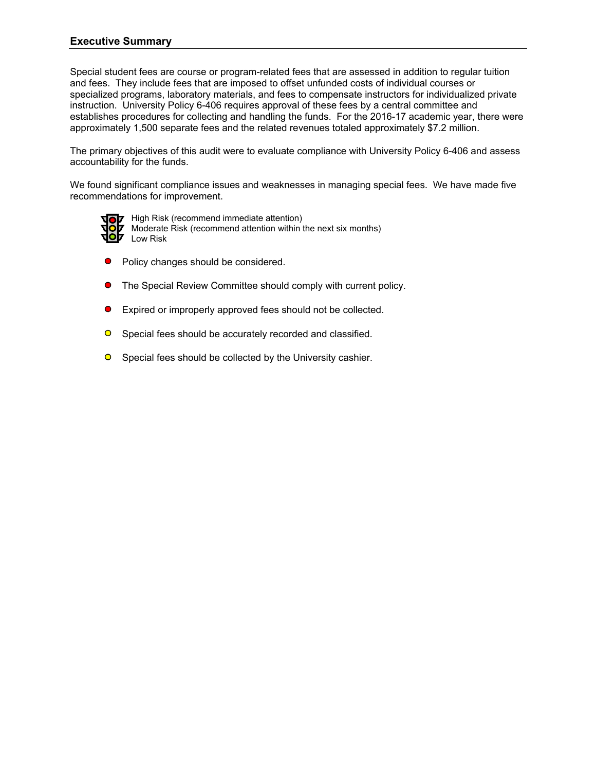## Executive Summary

Special student fees are course or program-related fees that are assessed in addition to regular tuition and fees. They include fees that are imposed to offset unfunded costs of individual courses or specialized programs, laboratory materials, and fees to compensate instructors for individualized private instruction. University Policy 6-406 requires approval of these fees by a central committee and establishes procedures for collecting and handling the funds. For the 2016-17 academic year, there were approximately 1,500 separate fees and the related revenues totaled approximately $7.2 million.

The primary objectives of this audit were to evaluate compliance with University Policy 6-406 and assess accountability for the funds.

We found significant compliance issues and weaknesses in managing special fees. We have made five recommendations for improvement.

- High Risk (recommend immediate attention)
- Moderate Risk (recommend attention within the next six months)
- Low Risk

- (High Risk) Policy changes should be considered.
- (High Risk) The Special Review Committee should comply with current policy.
- (High Risk) Expired or improperly approved fees should not be collected.
- (Moderate Risk) Special fees should be accurately recorded and classified.
- (Moderate Risk) Special fees should be collected by the University cashier.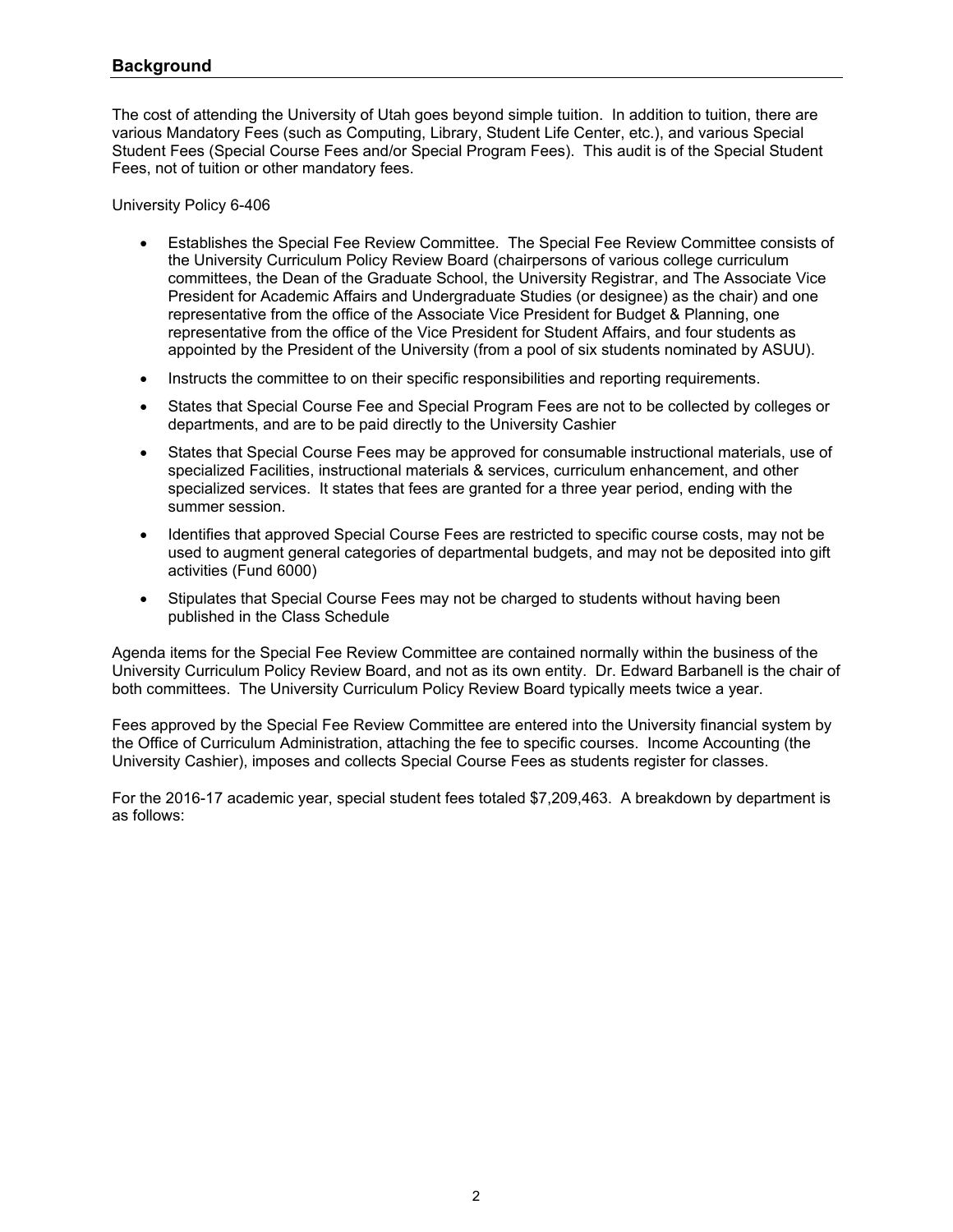## Background

The cost of attending the University of Utah goes beyond simple tuition. In addition to tuition, there are various Mandatory Fees (such as Computing, Library, Student Life Center, etc.), and various Special Student Fees (Special Course Fees and/or Special Program Fees). This audit is of the Special Student Fees, not of tuition or other mandatory fees.

University Policy 6-406

- Establishes the Special Fee Review Committee. The Special Fee Review Committee consists of the University Curriculum Policy Review Board (chairpersons of various college curriculum committees, the Dean of the Graduate School, the University Registrar, and The Associate Vice President for Academic Affairs and Undergraduate Studies (or designee) as the chair) and one representative from the office of the Associate Vice President for Budget & Planning, one representative from the office of the Vice President for Student Affairs, and four students as appointed by the President of the University (from a pool of six students nominated by ASUU).
- Instructs the committee to on their specific responsibilities and reporting requirements.
- States that Special Course Fee and Special Program Fees are not to be collected by colleges or departments, and are to be paid directly to the University Cashier
- States that Special Course Fees may be approved for consumable instructional materials, use of specialized Facilities, instructional materials & services, curriculum enhancement, and other specialized services. It states that fees are granted for a three year period, ending with the summer session.
- Identifies that approved Special Course Fees are restricted to specific course costs, may not be used to augment general categories of departmental budgets, and may not be deposited into gift activities (Fund 6000)
- Stipulates that Special Course Fees may not be charged to students without having been published in the Class Schedule

Agenda items for the Special Fee Review Committee are contained normally within the business of the University Curriculum Policy Review Board, and not as its own entity. Dr. Edward Barbanell is the chair of both committees. The University Curriculum Policy Review Board typically meets twice a year.

Fees approved by the Special Fee Review Committee are entered into the University financial system by the Office of Curriculum Administration, attaching the fee to specific courses. Income Accounting (the University Cashier), imposes and collects Special Course Fees as students register for classes.

For the 2016-17 academic year, special student fees totaled $7,209,463. A breakdown by department is as follows: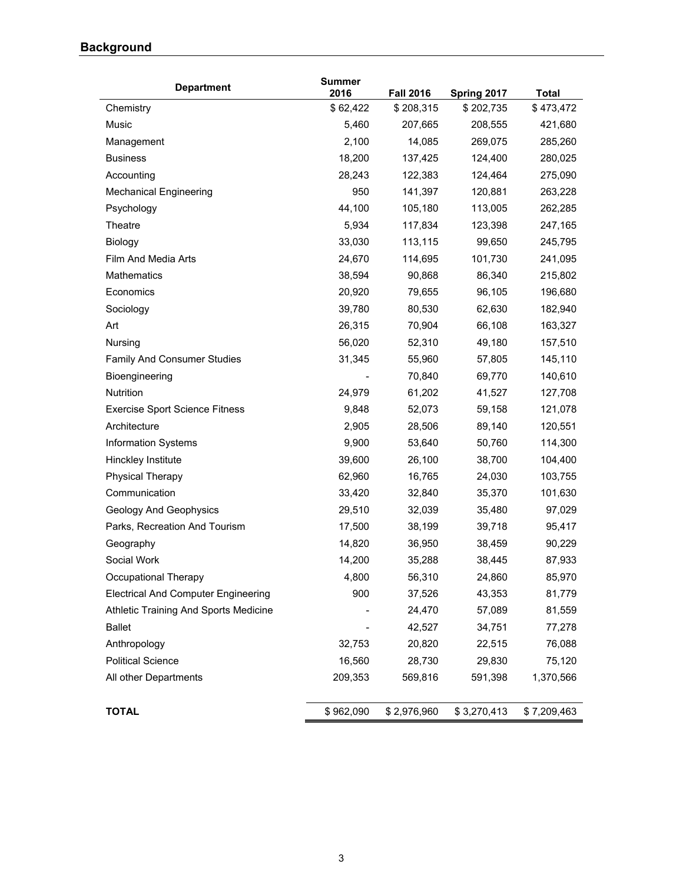## Background

| Department | Summer 2016 | Fall 2016 | Spring 2017 | Total |
|---|---|---|---|---|
| Chemistry | $ 62,422 | $ 208,315 | $ 202,735 | $ 473,472 |
| Music | 5,460 | 207,665 | 208,555 | 421,680 |
| Management | 2,100 | 14,085 | 269,075 | 285,260 |
| Business | 18,200 | 137,425 | 124,400 | 280,025 |
| Accounting | 28,243 | 122,383 | 124,464 | 275,090 |
| Mechanical Engineering | 950 | 141,397 | 120,881 | 263,228 |
| Psychology | 44,100 | 105,180 | 113,005 | 262,285 |
| Theatre | 5,934 | 117,834 | 123,398 | 247,165 |
| Biology | 33,030 | 113,115 | 99,650 | 245,795 |
| Film And Media Arts | 24,670 | 114,695 | 101,730 | 241,095 |
| Mathematics | 38,594 | 90,868 | 86,340 | 215,802 |
| Economics | 20,920 | 79,655 | 96,105 | 196,680 |
| Sociology | 39,780 | 80,530 | 62,630 | 182,940 |
| Art | 26,315 | 70,904 | 66,108 | 163,327 |
| Nursing | 56,020 | 52,310 | 49,180 | 157,510 |
| Family And Consumer Studies | 31,345 | 55,960 | 57,805 | 145,110 |
| Bioengineering | - | 70,840 | 69,770 | 140,610 |
| Nutrition | 24,979 | 61,202 | 41,527 | 127,708 |
| Exercise Sport Science Fitness | 9,848 | 52,073 | 59,158 | 121,078 |
| Architecture | 2,905 | 28,506 | 89,140 | 120,551 |
| Information Systems | 9,900 | 53,640 | 50,760 | 114,300 |
| Hinckley Institute | 39,600 | 26,100 | 38,700 | 104,400 |
| Physical Therapy | 62,960 | 16,765 | 24,030 | 103,755 |
| Communication | 33,420 | 32,840 | 35,370 | 101,630 |
| Geology And Geophysics | 29,510 | 32,039 | 35,480 | 97,029 |
| Parks, Recreation And Tourism | 17,500 | 38,199 | 39,718 | 95,417 |
| Geography | 14,820 | 36,950 | 38,459 | 90,229 |
| Social Work | 14,200 | 35,288 | 38,445 | 87,933 |
| Occupational Therapy | 4,800 | 56,310 | 24,860 | 85,970 |
| Electrical And Computer Engineering | 900 | 37,526 | 43,353 | 81,779 |
| Athletic Training And Sports Medicine | - | 24,470 | 57,089 | 81,559 |
| Ballet | - | 42,527 | 34,751 | 77,278 |
| Anthropology | 32,753 | 20,820 | 22,515 | 76,088 |
| Political Science | 16,560 | 28,730 | 29,830 | 75,120 |
| All other Departments | 209,353 | 569,816 | 591,398 | 1,370,566 |
| **TOTAL** | $ 962,090 | $ 2,976,960 | $ 3,270,413 | $ 7,209,463 |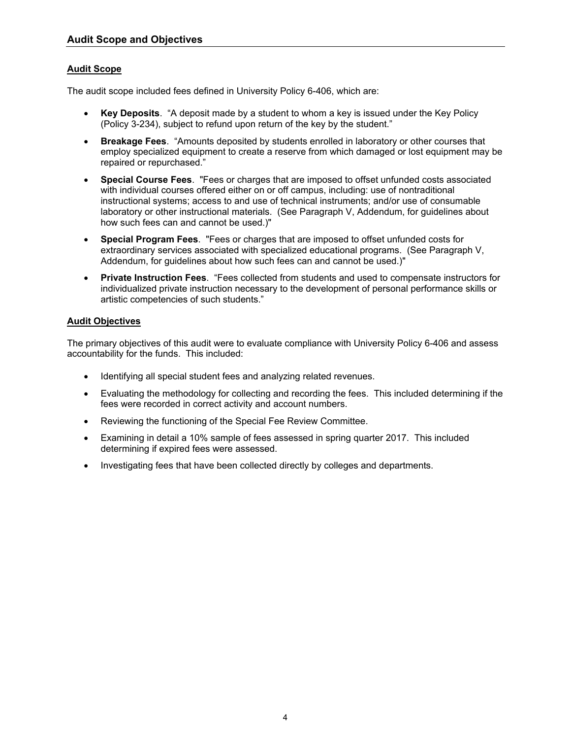## Audit Scope and Objectives

### Audit Scope

The audit scope included fees defined in University Policy 6-406, which are:

- **Key Deposits**. "A deposit made by a student to whom a key is issued under the Key Policy (Policy 3-234), subject to refund upon return of the key by the student."
- **Breakage Fees**. "Amounts deposited by students enrolled in laboratory or other courses that employ specialized equipment to create a reserve from which damaged or lost equipment may be repaired or repurchased."
- **Special Course Fees**. "Fees or charges that are imposed to offset unfunded costs associated with individual courses offered either on or off campus, including: use of nontraditional instructional systems; access to and use of technical instruments; and/or use of consumable laboratory or other instructional materials. (See Paragraph V, Addendum, for guidelines about how such fees can and cannot be used.)"
- **Special Program Fees**. "Fees or charges that are imposed to offset unfunded costs for extraordinary services associated with specialized educational programs. (See Paragraph V, Addendum, for guidelines about how such fees can and cannot be used.)"
- **Private Instruction Fees**. "Fees collected from students and used to compensate instructors for individualized private instruction necessary to the development of personal performance skills or artistic competencies of such students."

### Audit Objectives

The primary objectives of this audit were to evaluate compliance with University Policy 6-406 and assess accountability for the funds. This included:

- Identifying all special student fees and analyzing related revenues.
- Evaluating the methodology for collecting and recording the fees. This included determining if the fees were recorded in correct activity and account numbers.
- Reviewing the functioning of the Special Fee Review Committee.
- Examining in detail a 10% sample of fees assessed in spring quarter 2017. This included determining if expired fees were assessed.
- Investigating fees that have been collected directly by colleges and departments.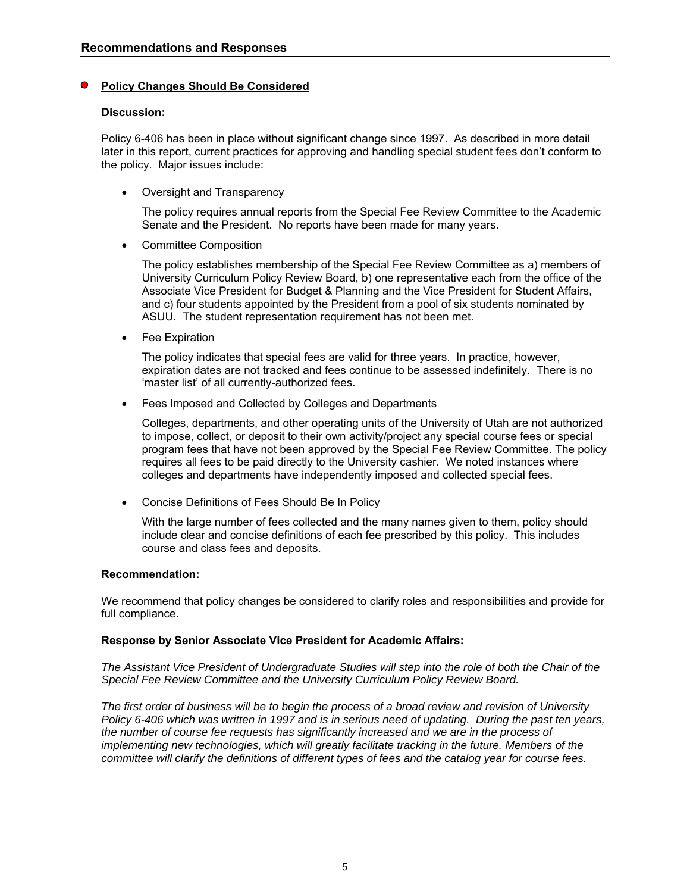## Recommendations and Responses

### Policy Changes Should Be Considered

**Discussion:**

Policy 6-406 has been in place without significant change since 1997. As described in more detail later in this report, current practices for approving and handling special student fees don't conform to the policy. Major issues include:

- Oversight and Transparency

  The policy requires annual reports from the Special Fee Review Committee to the Academic Senate and the President. No reports have been made for many years.

- Committee Composition

  The policy establishes membership of the Special Fee Review Committee as a) members of University Curriculum Policy Review Board, b) one representative each from the office of the Associate Vice President for Budget & Planning and the Vice President for Student Affairs, and c) four students appointed by the President from a pool of six students nominated by ASUU. The student representation requirement has not been met.

- Fee Expiration

  The policy indicates that special fees are valid for three years. In practice, however, expiration dates are not tracked and fees continue to be assessed indefinitely. There is no 'master list' of all currently-authorized fees.

- Fees Imposed and Collected by Colleges and Departments

  Colleges, departments, and other operating units of the University of Utah are not authorized to impose, collect, or deposit to their own activity/project any special course fees or special program fees that have not been approved by the Special Fee Review Committee. The policy requires all fees to be paid directly to the University cashier. We noted instances where colleges and departments have independently imposed and collected special fees.

- Concise Definitions of Fees Should Be In Policy

  With the large number of fees collected and the many names given to them, policy should include clear and concise definitions of each fee prescribed by this policy. This includes course and class fees and deposits.

**Recommendation:**

We recommend that policy changes be considered to clarify roles and responsibilities and provide for full compliance.

**Response by Senior Associate Vice President for Academic Affairs:**

*The Assistant Vice President of Undergraduate Studies will step into the role of both the Chair of the Special Fee Review Committee and the University Curriculum Policy Review Board.*

*The first order of business will be to begin the process of a broad review and revision of University Policy 6-406 which was written in 1997 and is in serious need of updating. During the past ten years, the number of course fee requests has significantly increased and we are in the process of implementing new technologies, which will greatly facilitate tracking in the future. Members of the committee will clarify the definitions of different types of fees and the catalog year for course fees.*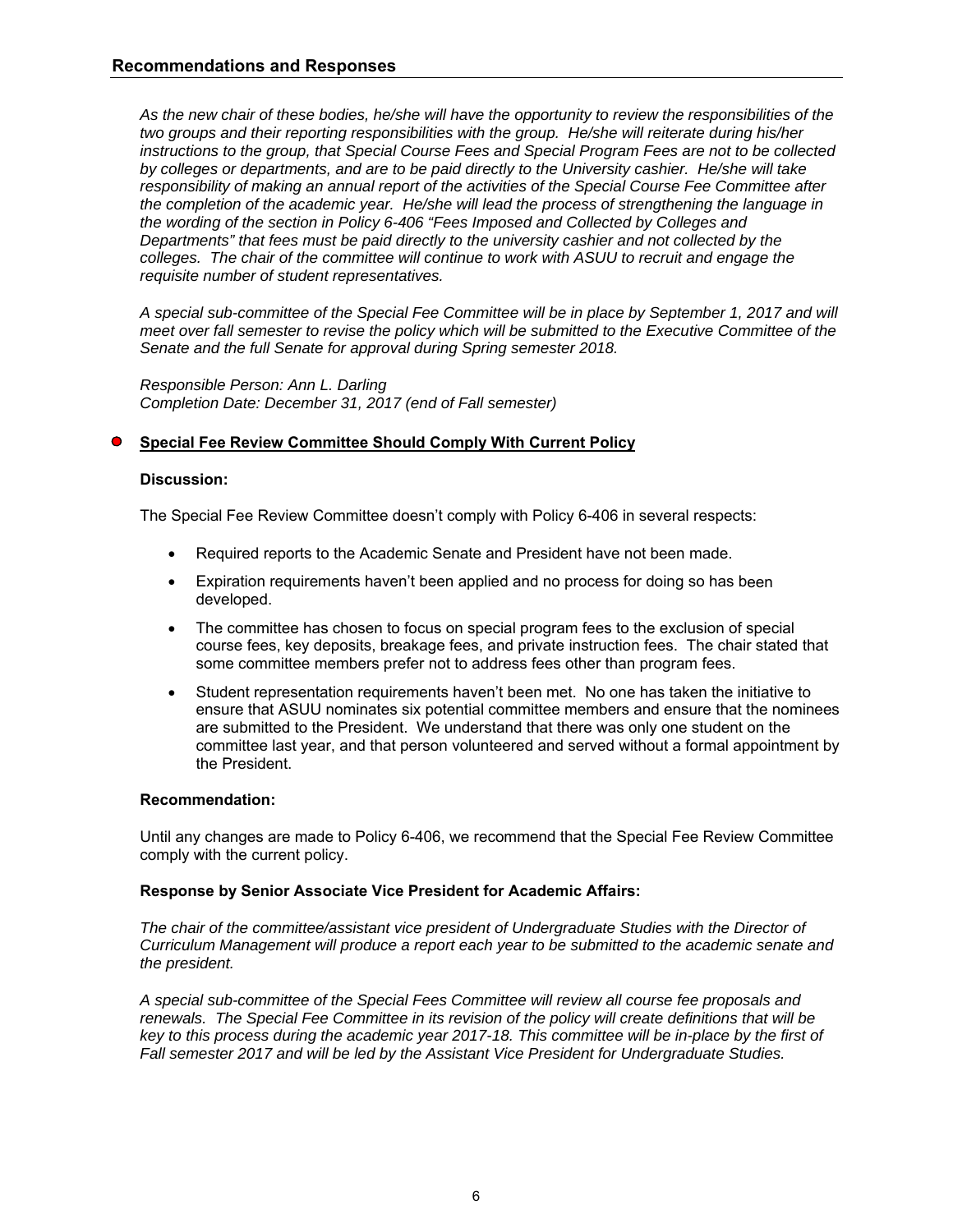## Recommendations and Responses

*As the new chair of these bodies, he/she will have the opportunity to review the responsibilities of the two groups and their reporting responsibilities with the group. He/she will reiterate during his/her instructions to the group, that Special Course Fees and Special Program Fees are not to be collected by colleges or departments, and are to be paid directly to the University cashier. He/she will take responsibility of making an annual report of the activities of the Special Course Fee Committee after the completion of the academic year. He/she will lead the process of strengthening the language in the wording of the section in Policy 6-406 "Fees Imposed and Collected by Colleges and Departments" that fees must be paid directly to the university cashier and not collected by the colleges. The chair of the committee will continue to work with ASUU to recruit and engage the requisite number of student representatives.*

*A special sub-committee of the Special Fee Committee will be in place by September 1, 2017 and will meet over fall semester to revise the policy which will be submitted to the Executive Committee of the Senate and the full Senate for approval during Spring semester 2018.*

*Responsible Person: Ann L. Darling*
*Completion Date: December 31, 2017 (end of Fall semester)*

### Special Fee Review Committee Should Comply With Current Policy

**Discussion:**

The Special Fee Review Committee doesn't comply with Policy 6-406 in several respects:

- Required reports to the Academic Senate and President have not been made.
- Expiration requirements haven't been applied and no process for doing so has been developed.
- The committee has chosen to focus on special program fees to the exclusion of special course fees, key deposits, breakage fees, and private instruction fees. The chair stated that some committee members prefer not to address fees other than program fees.
- Student representation requirements haven't been met. No one has taken the initiative to ensure that ASUU nominates six potential committee members and ensure that the nominees are submitted to the President. We understand that there was only one student on the committee last year, and that person volunteered and served without a formal appointment by the President.

**Recommendation:**

Until any changes are made to Policy 6-406, we recommend that the Special Fee Review Committee comply with the current policy.

**Response by Senior Associate Vice President for Academic Affairs:**

*The chair of the committee/assistant vice president of Undergraduate Studies with the Director of Curriculum Management will produce a report each year to be submitted to the academic senate and the president.*

*A special sub-committee of the Special Fees Committee will review all course fee proposals and renewals. The Special Fee Committee in its revision of the policy will create definitions that will be key to this process during the academic year 2017-18. This committee will be in-place by the first of Fall semester 2017 and will be led by the Assistant Vice President for Undergraduate Studies.*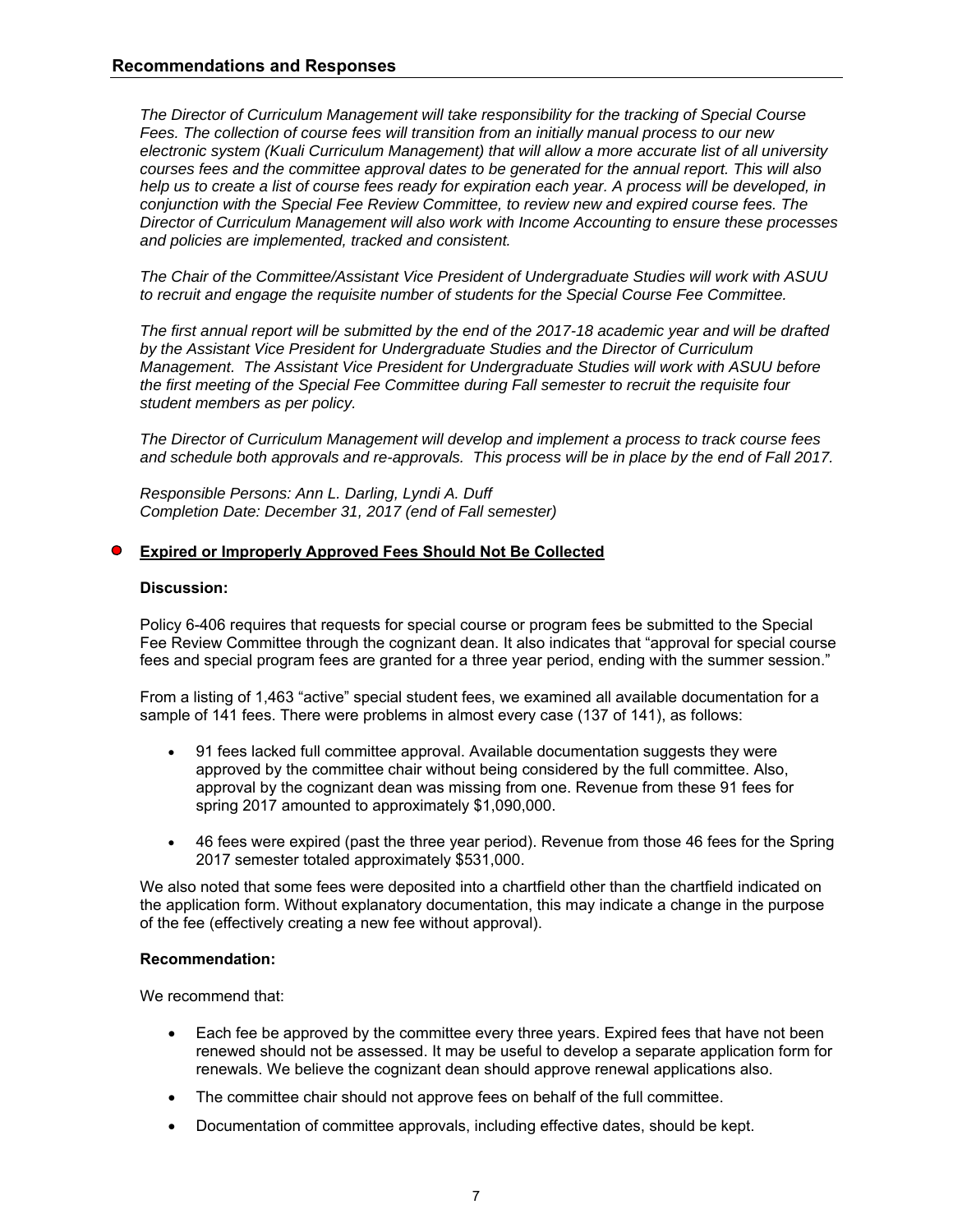## Recommendations and Responses

*The Director of Curriculum Management will take responsibility for the tracking of Special Course Fees. The collection of course fees will transition from an initially manual process to our new electronic system (Kuali Curriculum Management) that will allow a more accurate list of all university courses fees and the committee approval dates to be generated for the annual report. This will also help us to create a list of course fees ready for expiration each year. A process will be developed, in conjunction with the Special Fee Review Committee, to review new and expired course fees. The Director of Curriculum Management will also work with Income Accounting to ensure these processes and policies are implemented, tracked and consistent.*

*The Chair of the Committee/Assistant Vice President of Undergraduate Studies will work with ASUU to recruit and engage the requisite number of students for the Special Course Fee Committee.*

*The first annual report will be submitted by the end of the 2017-18 academic year and will be drafted by the Assistant Vice President for Undergraduate Studies and the Director of Curriculum Management. The Assistant Vice President for Undergraduate Studies will work with ASUU before the first meeting of the Special Fee Committee during Fall semester to recruit the requisite four student members as per policy.*

*The Director of Curriculum Management will develop and implement a process to track course fees and schedule both approvals and re-approvals. This process will be in place by the end of Fall 2017.*

*Responsible Persons: Ann L. Darling, Lyndi A. Duff*
*Completion Date: December 31, 2017 (end of Fall semester)*

### Expired or Improperly Approved Fees Should Not Be Collected

**Discussion:**

Policy 6-406 requires that requests for special course or program fees be submitted to the Special Fee Review Committee through the cognizant dean. It also indicates that "approval for special course fees and special program fees are granted for a three year period, ending with the summer session."

From a listing of 1,463 "active" special student fees, we examined all available documentation for a sample of 141 fees. There were problems in almost every case (137 of 141), as follows:

- 91 fees lacked full committee approval. Available documentation suggests they were approved by the committee chair without being considered by the full committee. Also, approval by the cognizant dean was missing from one. Revenue from these 91 fees for spring 2017 amounted to approximately $1,090,000.
- 46 fees were expired (past the three year period). Revenue from those 46 fees for the Spring 2017 semester totaled approximately $531,000.

We also noted that some fees were deposited into a chartfield other than the chartfield indicated on the application form. Without explanatory documentation, this may indicate a change in the purpose of the fee (effectively creating a new fee without approval).

**Recommendation:**

We recommend that:

- Each fee be approved by the committee every three years. Expired fees that have not been renewed should not be assessed. It may be useful to develop a separate application form for renewals. We believe the cognizant dean should approve renewal applications also.
- The committee chair should not approve fees on behalf of the full committee.
- Documentation of committee approvals, including effective dates, should be kept.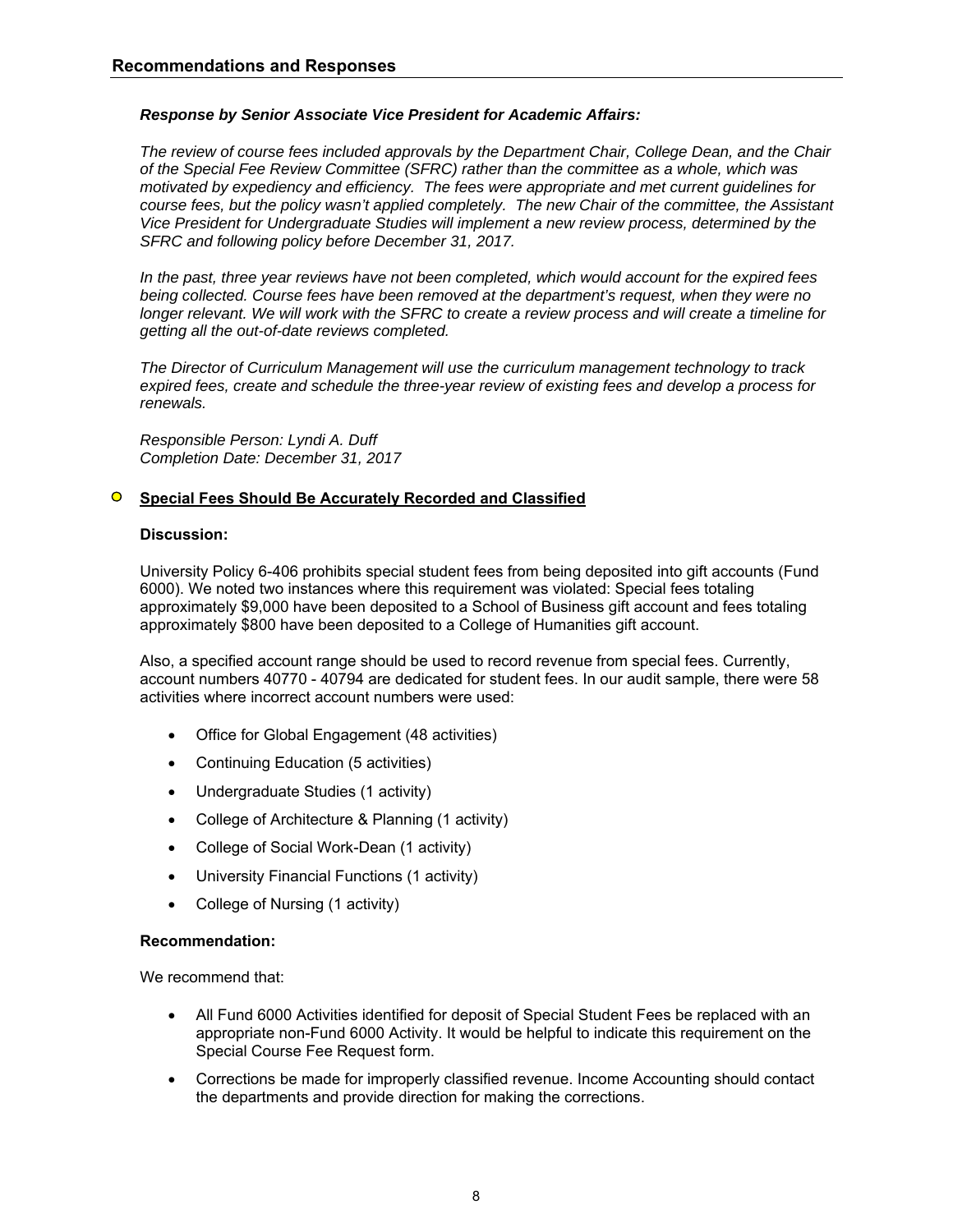## Recommendations and Responses

***Response by Senior Associate Vice President for Academic Affairs:***

*The review of course fees included approvals by the Department Chair, College Dean, and the Chair of the Special Fee Review Committee (SFRC) rather than the committee as a whole, which was motivated by expediency and efficiency. The fees were appropriate and met current guidelines for course fees, but the policy wasn't applied completely. The new Chair of the committee, the Assistant Vice President for Undergraduate Studies will implement a new review process, determined by the SFRC and following policy before December 31, 2017.*

*In the past, three year reviews have not been completed, which would account for the expired fees being collected. Course fees have been removed at the department's request, when they were no longer relevant. We will work with the SFRC to create a review process and will create a timeline for getting all the out-of-date reviews completed.*

*The Director of Curriculum Management will use the curriculum management technology to track expired fees, create and schedule the three-year review of existing fees and develop a process for renewals.*

*Responsible Person: Lyndi A. Duff*
*Completion Date: December 31, 2017*

### **Special Fees Should Be Accurately Recorded and Classified**

**Discussion:**

University Policy 6-406 prohibits special student fees from being deposited into gift accounts (Fund 6000). We noted two instances where this requirement was violated: Special fees totaling approximately $9,000 have been deposited to a School of Business gift account and fees totaling approximately $800 have been deposited to a College of Humanities gift account.

Also, a specified account range should be used to record revenue from special fees. Currently, account numbers 40770 - 40794 are dedicated for student fees. In our audit sample, there were 58 activities where incorrect account numbers were used:

- Office for Global Engagement (48 activities)
- Continuing Education (5 activities)
- Undergraduate Studies (1 activity)
- College of Architecture & Planning (1 activity)
- College of Social Work-Dean (1 activity)
- University Financial Functions (1 activity)
- College of Nursing (1 activity)

**Recommendation:**

We recommend that:

- All Fund 6000 Activities identified for deposit of Special Student Fees be replaced with an appropriate non-Fund 6000 Activity. It would be helpful to indicate this requirement on the Special Course Fee Request form.
- Corrections be made for improperly classified revenue. Income Accounting should contact the departments and provide direction for making the corrections.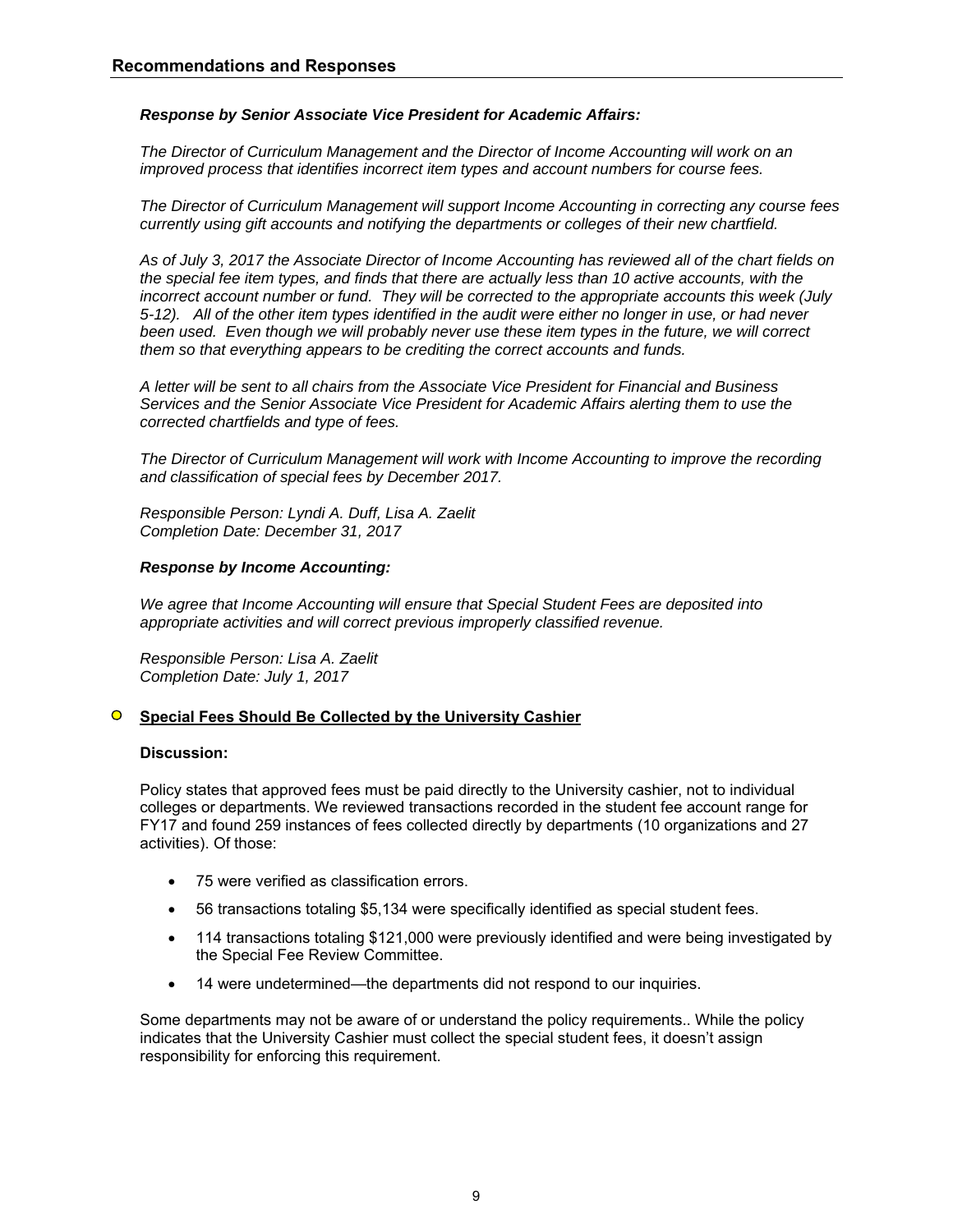## Recommendations and Responses

***Response by Senior Associate Vice President for Academic Affairs:***

*The Director of Curriculum Management and the Director of Income Accounting will work on an improved process that identifies incorrect item types and account numbers for course fees.*

*The Director of Curriculum Management will support Income Accounting in correcting any course fees currently using gift accounts and notifying the departments or colleges of their new chartfield.*

*As of July 3, 2017 the Associate Director of Income Accounting has reviewed all of the chart fields on the special fee item types, and finds that there are actually less than 10 active accounts, with the incorrect account number or fund. They will be corrected to the appropriate accounts this week (July 5-12). All of the other item types identified in the audit were either no longer in use, or had never been used. Even though we will probably never use these item types in the future, we will correct them so that everything appears to be crediting the correct accounts and funds.*

*A letter will be sent to all chairs from the Associate Vice President for Financial and Business Services and the Senior Associate Vice President for Academic Affairs alerting them to use the corrected chartfields and type of fees.*

*The Director of Curriculum Management will work with Income Accounting to improve the recording and classification of special fees by December 2017.*

*Responsible Person: Lyndi A. Duff, Lisa A. Zaelit*
*Completion Date: December 31, 2017*

***Response by Income Accounting:***

*We agree that Income Accounting will ensure that Special Student Fees are deposited into appropriate activities and will correct previous improperly classified revenue.*

*Responsible Person: Lisa A. Zaelit*
*Completion Date: July 1, 2017*

### Special Fees Should Be Collected by the University Cashier

**Discussion:**

Policy states that approved fees must be paid directly to the University cashier, not to individual colleges or departments. We reviewed transactions recorded in the student fee account range for FY17 and found 259 instances of fees collected directly by departments (10 organizations and 27 activities). Of those:

- 75 were verified as classification errors.
- 56 transactions totaling $5,134 were specifically identified as special student fees.
- 114 transactions totaling $121,000 were previously identified and were being investigated by the Special Fee Review Committee.
- 14 were undetermined—the departments did not respond to our inquiries.

Some departments may not be aware of or understand the policy requirements.. While the policy indicates that the University Cashier must collect the special student fees, it doesn't assign responsibility for enforcing this requirement.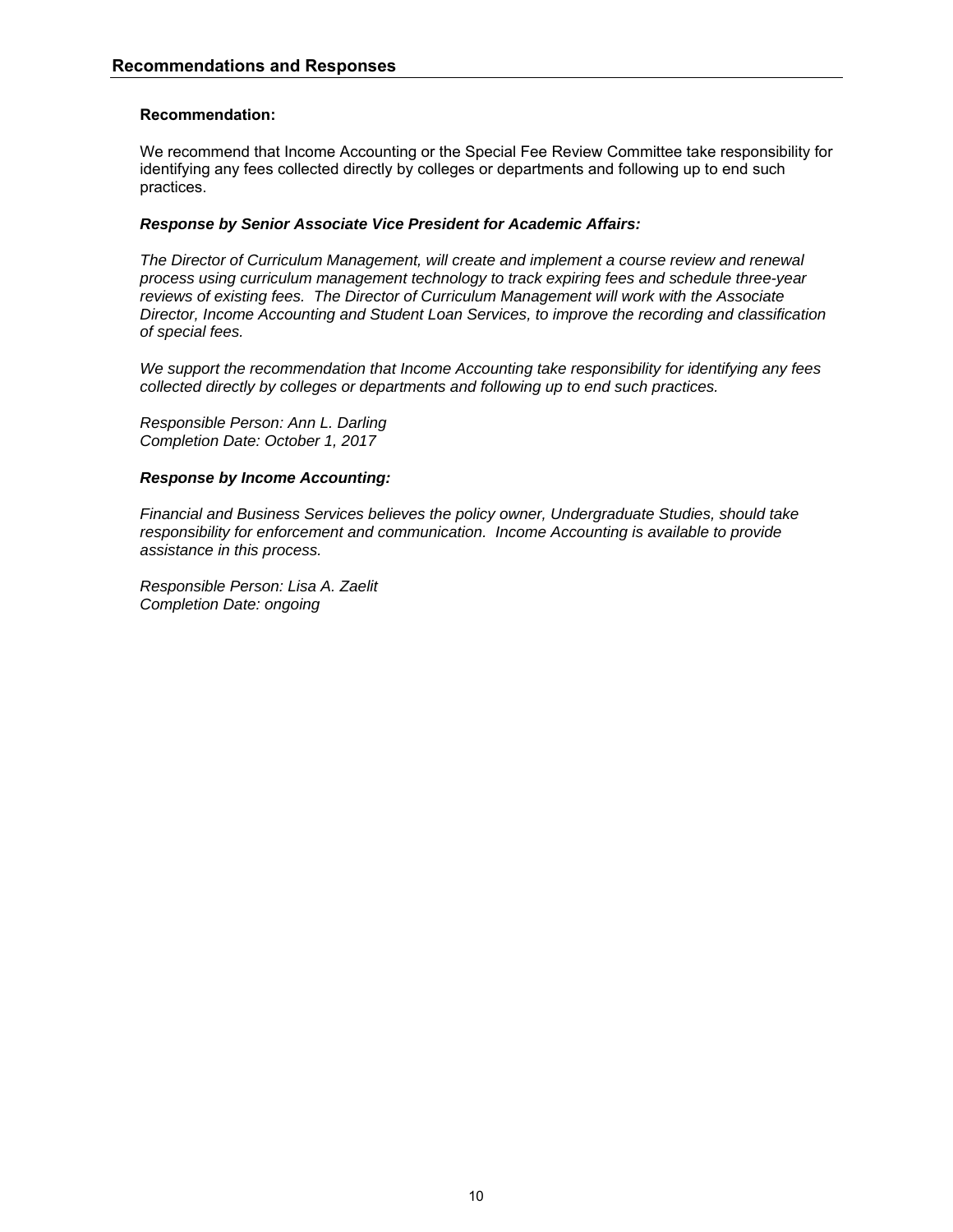## Recommendations and Responses

**Recommendation:**

We recommend that Income Accounting or the Special Fee Review Committee take responsibility for identifying any fees collected directly by colleges or departments and following up to end such practices.

***Response by Senior Associate Vice President for Academic Affairs:***

*The Director of Curriculum Management, will create and implement a course review and renewal process using curriculum management technology to track expiring fees and schedule three-year reviews of existing fees. The Director of Curriculum Management will work with the Associate Director, Income Accounting and Student Loan Services, to improve the recording and classification of special fees.*

*We support the recommendation that Income Accounting take responsibility for identifying any fees collected directly by colleges or departments and following up to end such practices.*

*Responsible Person: Ann L. Darling*
*Completion Date: October 1, 2017*

***Response by Income Accounting:***

*Financial and Business Services believes the policy owner, Undergraduate Studies, should take responsibility for enforcement and communication. Income Accounting is available to provide assistance in this process.*

*Responsible Person: Lisa A. Zaelit*
*Completion Date: ongoing*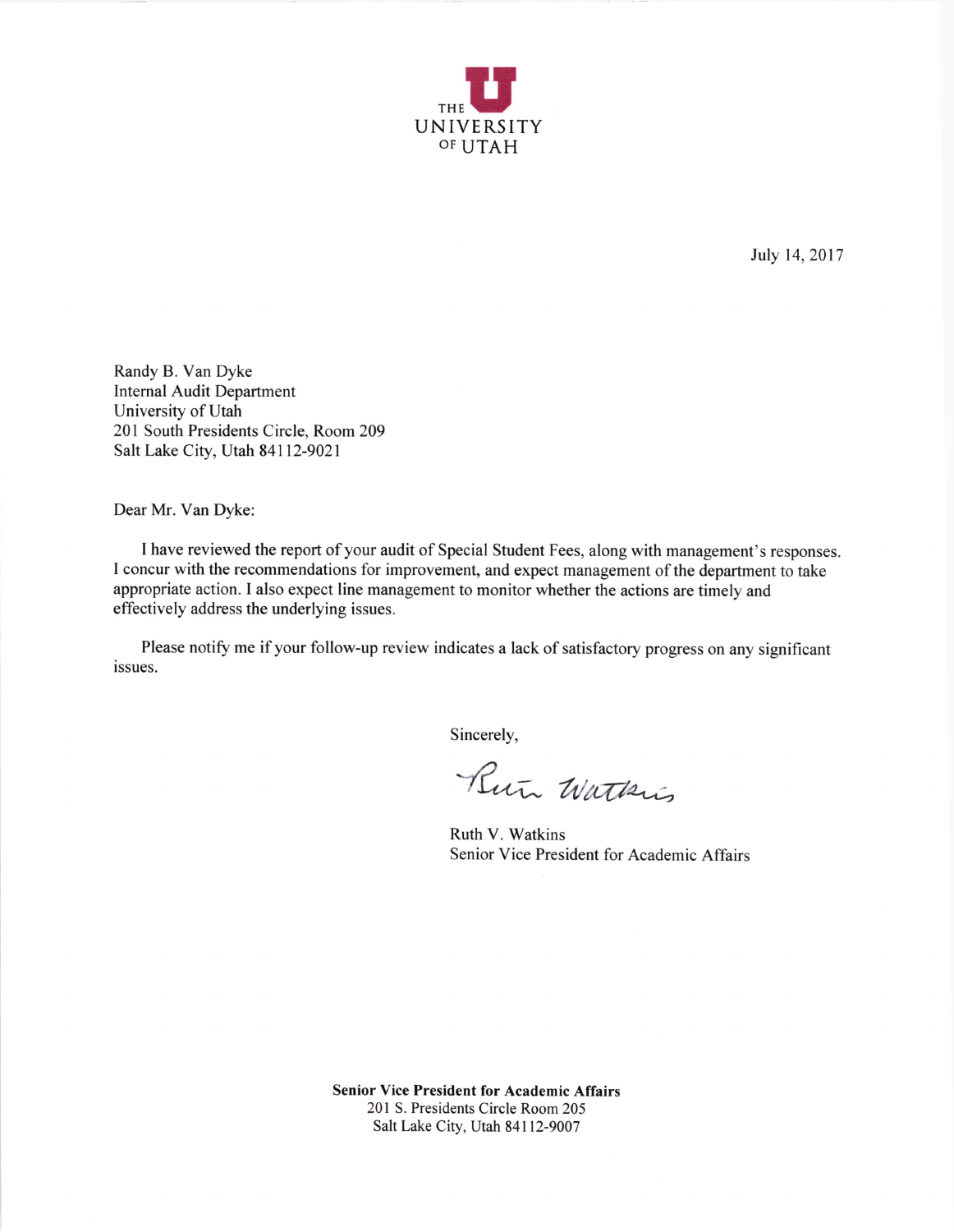THE UNIVERSITY OF UTAH

July 14, 2017

Randy B. Van Dyke
Internal Audit Department
University of Utah
201 South Presidents Circle, Room 209
Salt Lake City, Utah 84112-9021

Dear Mr. Van Dyke:

I have reviewed the report of your audit of Special Student Fees, along with management's responses. I concur with the recommendations for improvement, and expect management of the department to take appropriate action. I also expect line management to monitor whether the actions are timely and effectively address the underlying issues.

Please notify me if your follow-up review indicates a lack of satisfactory progress on any significant issues.

Sincerely,

Ruth Watkins

Ruth V. Watkins
Senior Vice President for Academic Affairs

**Senior Vice President for Academic Affairs**
201 S. Presidents Circle Room 205
Salt Lake City, Utah 84112-9007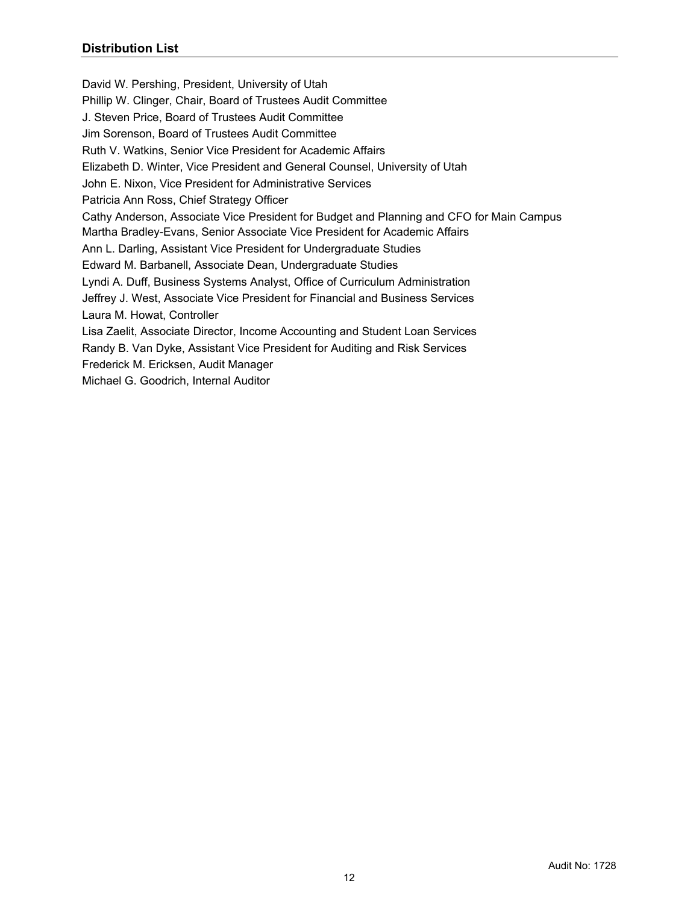## Distribution List

David W. Pershing, President, University of Utah
Phillip W. Clinger, Chair, Board of Trustees Audit Committee
J. Steven Price, Board of Trustees Audit Committee
Jim Sorenson, Board of Trustees Audit Committee
Ruth V. Watkins, Senior Vice President for Academic Affairs
Elizabeth D. Winter, Vice President and General Counsel, University of Utah
John E. Nixon, Vice President for Administrative Services
Patricia Ann Ross, Chief Strategy Officer
Cathy Anderson, Associate Vice President for Budget and Planning and CFO for Main Campus
Martha Bradley-Evans, Senior Associate Vice President for Academic Affairs
Ann L. Darling, Assistant Vice President for Undergraduate Studies
Edward M. Barbanell, Associate Dean, Undergraduate Studies
Lyndi A. Duff, Business Systems Analyst, Office of Curriculum Administration
Jeffrey J. West, Associate Vice President for Financial and Business Services
Laura M. Howat, Controller
Lisa Zaelit, Associate Director, Income Accounting and Student Loan Services
Randy B. Van Dyke, Assistant Vice President for Auditing and Risk Services
Frederick M. Ericksen, Audit Manager
Michael G. Goodrich, Internal Auditor